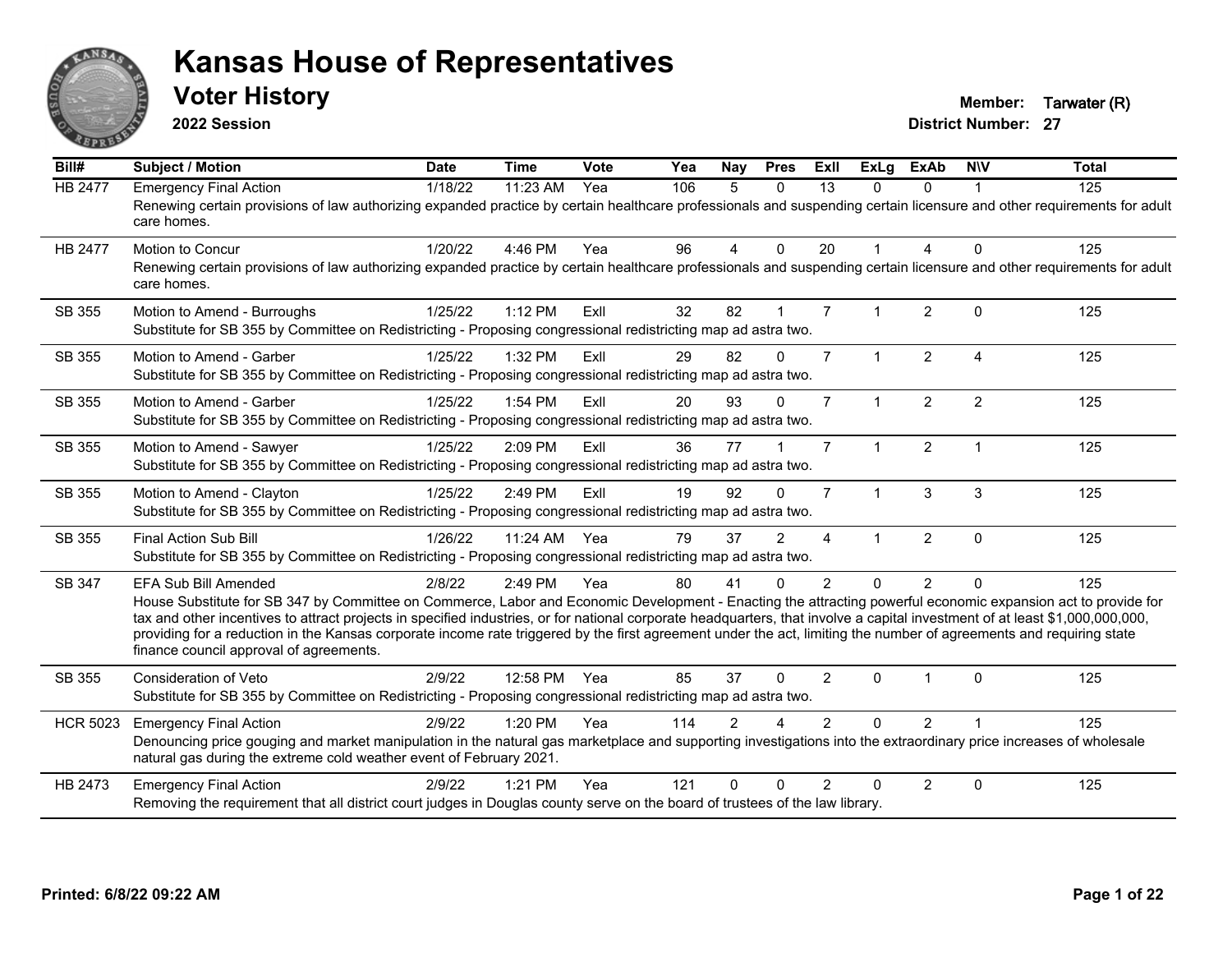# Kansas House of Representatives

## Voter History

**2022 Session**

**Member:** Tarwater (R)
**District Number:** 27

| Bill# | Subject / Motion | Date | Time | Vote | Yea | Nay | Pres | ExII | ExLg | ExAb | N\V | Total |
|---|---|---|---|---|---|---|---|---|---|---|---|---|
| HB 2477 | Emergency Final Action | 1/18/22 | 11:23 AM | Yea | 106 | 5 | 0 | 13 | 0 | 0 | 1 | 125 |
| | Renewing certain provisions of law authorizing expanded practice by certain healthcare professionals and suspending certain licensure and other requirements for adult care homes. | | | | | | | | | | | |
| HB 2477 | Motion to Concur | 1/20/22 | 4:46 PM | Yea | 96 | 4 | 0 | 20 | 1 | 4 | 0 | 125 |
| | Renewing certain provisions of law authorizing expanded practice by certain healthcare professionals and suspending certain licensure and other requirements for adult care homes. | | | | | | | | | | | |
| SB 355 | Motion to Amend - Burroughs | 1/25/22 | 1:12 PM | ExII | 32 | 82 | 1 | 7 | 1 | 2 | 0 | 125 |
| | Substitute for SB 355 by Committee on Redistricting - Proposing congressional redistricting map ad astra two. | | | | | | | | | | | |
| SB 355 | Motion to Amend - Garber | 1/25/22 | 1:32 PM | ExII | 29 | 82 | 0 | 7 | 1 | 2 | 4 | 125 |
| | Substitute for SB 355 by Committee on Redistricting - Proposing congressional redistricting map ad astra two. | | | | | | | | | | | |
| SB 355 | Motion to Amend - Garber | 1/25/22 | 1:54 PM | ExII | 20 | 93 | 0 | 7 | 1 | 2 | 2 | 125 |
| | Substitute for SB 355 by Committee on Redistricting - Proposing congressional redistricting map ad astra two. | | | | | | | | | | | |
| SB 355 | Motion to Amend - Sawyer | 1/25/22 | 2:09 PM | ExII | 36 | 77 | 1 | 7 | 1 | 2 | 1 | 125 |
| | Substitute for SB 355 by Committee on Redistricting - Proposing congressional redistricting map ad astra two. | | | | | | | | | | | |
| SB 355 | Motion to Amend - Clayton | 1/25/22 | 2:49 PM | ExII | 19 | 92 | 0 | 7 | 1 | 3 | 3 | 125 |
| | Substitute for SB 355 by Committee on Redistricting - Proposing congressional redistricting map ad astra two. | | | | | | | | | | | |
| SB 355 | Final Action Sub Bill | 1/26/22 | 11:24 AM | Yea | 79 | 37 | 2 | 4 | 1 | 2 | 0 | 125 |
| | Substitute for SB 355 by Committee on Redistricting - Proposing congressional redistricting map ad astra two. | | | | | | | | | | | |
| SB 347 | EFA Sub Bill Amended | 2/8/22 | 2:49 PM | Yea | 80 | 41 | 0 | 2 | 0 | 2 | 0 | 125 |
| | House Substitute for SB 347 by Committee on Commerce, Labor and Economic Development - Enacting the attracting powerful economic expansion act to provide for tax and other incentives to attract projects in specified industries, or for national corporate headquarters, that involve a capital investment of at least $1,000,000,000, providing for a reduction in the Kansas corporate income rate triggered by the first agreement under the act, limiting the number of agreements and requiring state finance council approval of agreements. | | | | | | | | | | | |
| SB 355 | Consideration of Veto | 2/9/22 | 12:58 PM | Yea | 85 | 37 | 0 | 2 | 0 | 1 | 0 | 125 |
| | Substitute for SB 355 by Committee on Redistricting - Proposing congressional redistricting map ad astra two. | | | | | | | | | | | |
| HCR 5023 | Emergency Final Action | 2/9/22 | 1:20 PM | Yea | 114 | 2 | 4 | 2 | 0 | 2 | 1 | 125 |
| | Denouncing price gouging and market manipulation in the natural gas marketplace and supporting investigations into the extraordinary price increases of wholesale natural gas during the extreme cold weather event of February 2021. | | | | | | | | | | | |
| HB 2473 | Emergency Final Action | 2/9/22 | 1:21 PM | Yea | 121 | 0 | 0 | 2 | 0 | 2 | 0 | 125 |
| | Removing the requirement that all district court judges in Douglas county serve on the board of trustees of the law library. | | | | | | | | | | | |

**Printed: 6/8/22 09:22 AM**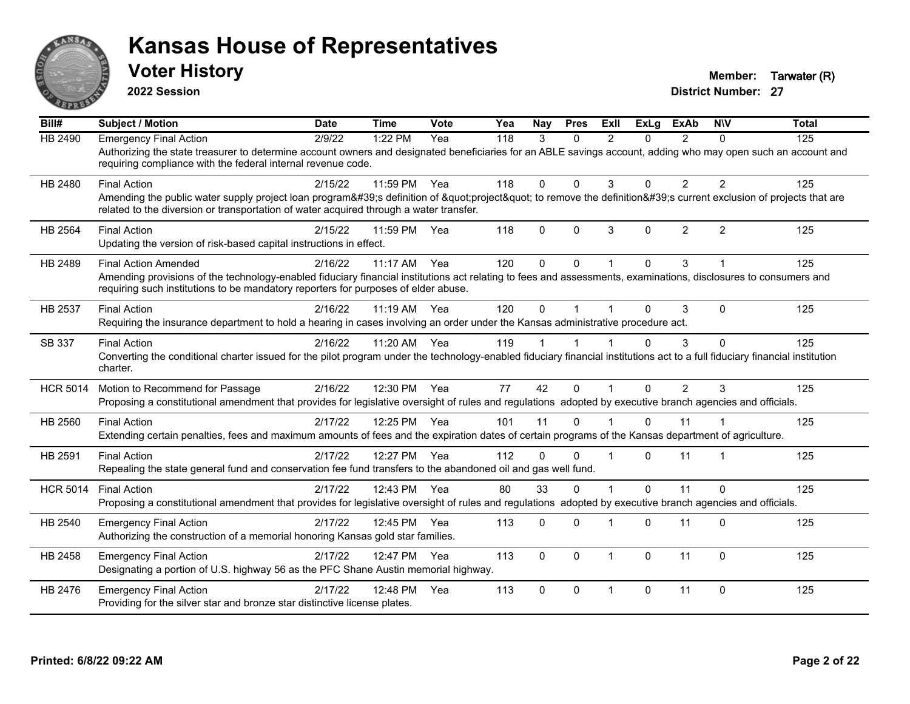# Kansas House of Representatives

## Voter History

**2022 Session**

**Member:** Tarwater (R)
**District Number:** 27

| Bill# | Subject / Motion | Date | Time | Vote | Yea | Nay | Pres | ExII | ExLg | ExAb | N\V | Total |
|---|---|---|---|---|---|---|---|---|---|---|---|---|
| HB 2490 | Emergency Final Action | 2/9/22 | 1:22 PM | Yea | 118 | 3 | 0 | 2 | 0 | 2 | 0 | 125 |
| | Authorizing the state treasurer to determine account owners and designated beneficiaries for an ABLE savings account, adding who may open such an account and requiring compliance with the federal internal revenue code. | | | | | | | | | | | |
| HB 2480 | Final Action | 2/15/22 | 11:59 PM | Yea | 118 | 0 | 0 | 3 | 0 | 2 | 2 | 125 |
| | Amending the public water supply project loan program&#39;s definition of &quot;project&quot; to remove the definition&#39;s current exclusion of projects that are related to the diversion or transportation of water acquired through a water transfer. | | | | | | | | | | | |
| HB 2564 | Final Action | 2/15/22 | 11:59 PM | Yea | 118 | 0 | 0 | 3 | 0 | 2 | 2 | 125 |
| | Updating the version of risk-based capital instructions in effect. | | | | | | | | | | | |
| HB 2489 | Final Action Amended | 2/16/22 | 11:17 AM | Yea | 120 | 0 | 0 | 1 | 0 | 3 | 1 | 125 |
| | Amending provisions of the technology-enabled fiduciary financial institutions act relating to fees and assessments, examinations, disclosures to consumers and requiring such institutions to be mandatory reporters for purposes of elder abuse. | | | | | | | | | | | |
| HB 2537 | Final Action | 2/16/22 | 11:19 AM | Yea | 120 | 0 | 1 | 1 | 0 | 3 | 0 | 125 |
| | Requiring the insurance department to hold a hearing in cases involving an order under the Kansas administrative procedure act. | | | | | | | | | | | |
| SB 337 | Final Action | 2/16/22 | 11:20 AM | Yea | 119 | 1 | 1 | 1 | 0 | 3 | 0 | 125 |
| | Converting the conditional charter issued for the pilot program under the technology-enabled fiduciary financial institutions act to a full fiduciary financial institution charter. | | | | | | | | | | | |
| HCR 5014 | Motion to Recommend for Passage | 2/16/22 | 12:30 PM | Yea | 77 | 42 | 0 | 1 | 0 | 2 | 3 | 125 |
| | Proposing a constitutional amendment that provides for legislative oversight of rules and regulations adopted by executive branch agencies and officials. | | | | | | | | | | | |
| HB 2560 | Final Action | 2/17/22 | 12:25 PM | Yea | 101 | 11 | 0 | 1 | 0 | 11 | 1 | 125 |
| | Extending certain penalties, fees and maximum amounts of fees and the expiration dates of certain programs of the Kansas department of agriculture. | | | | | | | | | | | |
| HB 2591 | Final Action | 2/17/22 | 12:27 PM | Yea | 112 | 0 | 0 | 1 | 0 | 11 | 1 | 125 |
| | Repealing the state general fund and conservation fee fund transfers to the abandoned oil and gas well fund. | | | | | | | | | | | |
| HCR 5014 | Final Action | 2/17/22 | 12:43 PM | Yea | 80 | 33 | 0 | 1 | 0 | 11 | 0 | 125 |
| | Proposing a constitutional amendment that provides for legislative oversight of rules and regulations adopted by executive branch agencies and officials. | | | | | | | | | | | |
| HB 2540 | Emergency Final Action | 2/17/22 | 12:45 PM | Yea | 113 | 0 | 0 | 1 | 0 | 11 | 0 | 125 |
| | Authorizing the construction of a memorial honoring Kansas gold star families. | | | | | | | | | | | |
| HB 2458 | Emergency Final Action | 2/17/22 | 12:47 PM | Yea | 113 | 0 | 0 | 1 | 0 | 11 | 0 | 125 |
| | Designating a portion of U.S. highway 56 as the PFC Shane Austin memorial highway. | | | | | | | | | | | |
| HB 2476 | Emergency Final Action | 2/17/22 | 12:48 PM | Yea | 113 | 0 | 0 | 1 | 0 | 11 | 0 | 125 |
| | Providing for the silver star and bronze star distinctive license plates. | | | | | | | | | | | |

**Printed: 6/8/22 09:22 AM**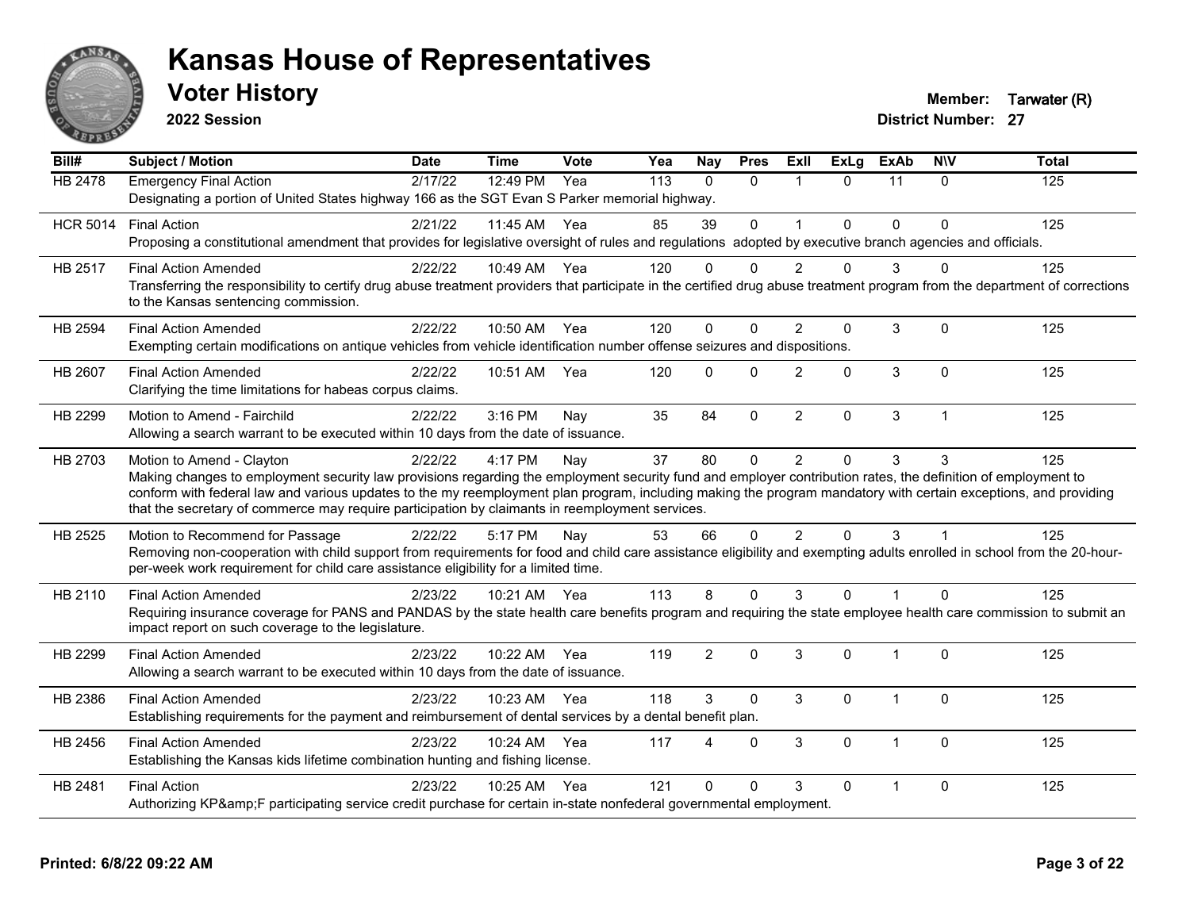# Kansas House of Representatives

## Voter History

**2022 Session**

**Member:** Tarwater (R)
**District Number:** 27

| Bill# | Subject / Motion | Date | Time | Vote | Yea | Nay | Pres | ExII | ExLg | ExAb | N\V | Total |
|---|---|---|---|---|---|---|---|---|---|---|---|---|
| HB 2478 | Emergency Final Action | 2/17/22 | 12:49 PM | Yea | 113 | 0 | 0 | 1 | 0 | 11 | 0 | 125 |
| | Designating a portion of United States highway 166 as the SGT Evan S Parker memorial highway. | | | | | | | | | | | |
| HCR 5014 | Final Action | 2/21/22 | 11:45 AM | Yea | 85 | 39 | 0 | 1 | 0 | 0 | 0 | 125 |
| | Proposing a constitutional amendment that provides for legislative oversight of rules and regulations adopted by executive branch agencies and officials. | | | | | | | | | | | |
| HB 2517 | Final Action Amended | 2/22/22 | 10:49 AM | Yea | 120 | 0 | 0 | 2 | 0 | 3 | 0 | 125 |
| | Transferring the responsibility to certify drug abuse treatment providers that participate in the certified drug abuse treatment program from the department of corrections to the Kansas sentencing commission. | | | | | | | | | | | |
| HB 2594 | Final Action Amended | 2/22/22 | 10:50 AM | Yea | 120 | 0 | 0 | 2 | 0 | 3 | 0 | 125 |
| | Exempting certain modifications on antique vehicles from vehicle identification number offense seizures and dispositions. | | | | | | | | | | | |
| HB 2607 | Final Action Amended | 2/22/22 | 10:51 AM | Yea | 120 | 0 | 0 | 2 | 0 | 3 | 0 | 125 |
| | Clarifying the time limitations for habeas corpus claims. | | | | | | | | | | | |
| HB 2299 | Motion to Amend - Fairchild | 2/22/22 | 3:16 PM | Nay | 35 | 84 | 0 | 2 | 0 | 3 | 1 | 125 |
| | Allowing a search warrant to be executed within 10 days from the date of issuance. | | | | | | | | | | | |
| HB 2703 | Motion to Amend - Clayton | 2/22/22 | 4:17 PM | Nay | 37 | 80 | 0 | 2 | 0 | 3 | 3 | 125 |
| | Making changes to employment security law provisions regarding the employment security fund and employer contribution rates, the definition of employment to conform with federal law and various updates to the my reemployment plan program, including making the program mandatory with certain exceptions, and providing that the secretary of commerce may require participation by claimants in reemployment services. | | | | | | | | | | | |
| HB 2525 | Motion to Recommend for Passage | 2/22/22 | 5:17 PM | Nay | 53 | 66 | 0 | 2 | 0 | 3 | 1 | 125 |
| | Removing non-cooperation with child support from requirements for food and child care assistance eligibility and exempting adults enrolled in school from the 20-hour-per-week work requirement for child care assistance eligibility for a limited time. | | | | | | | | | | | |
| HB 2110 | Final Action Amended | 2/23/22 | 10:21 AM | Yea | 113 | 8 | 0 | 3 | 0 | 1 | 0 | 125 |
| | Requiring insurance coverage for PANS and PANDAS by the state health care benefits program and requiring the state employee health care commission to submit an impact report on such coverage to the legislature. | | | | | | | | | | | |
| HB 2299 | Final Action Amended | 2/23/22 | 10:22 AM | Yea | 119 | 2 | 0 | 3 | 0 | 1 | 0 | 125 |
| | Allowing a search warrant to be executed within 10 days from the date of issuance. | | | | | | | | | | | |
| HB 2386 | Final Action Amended | 2/23/22 | 10:23 AM | Yea | 118 | 3 | 0 | 3 | 0 | 1 | 0 | 125 |
| | Establishing requirements for the payment and reimbursement of dental services by a dental benefit plan. | | | | | | | | | | | |
| HB 2456 | Final Action Amended | 2/23/22 | 10:24 AM | Yea | 117 | 4 | 0 | 3 | 0 | 1 | 0 | 125 |
| | Establishing the Kansas kids lifetime combination hunting and fishing license. | | | | | | | | | | | |
| HB 2481 | Final Action | 2/23/22 | 10:25 AM | Yea | 121 | 0 | 0 | 3 | 0 | 1 | 0 | 125 |
| | Authorizing KP&amp;F participating service credit purchase for certain in-state nonfederal governmental employment. | | | | | | | | | | | |

**Printed: 6/8/22 09:22 AM**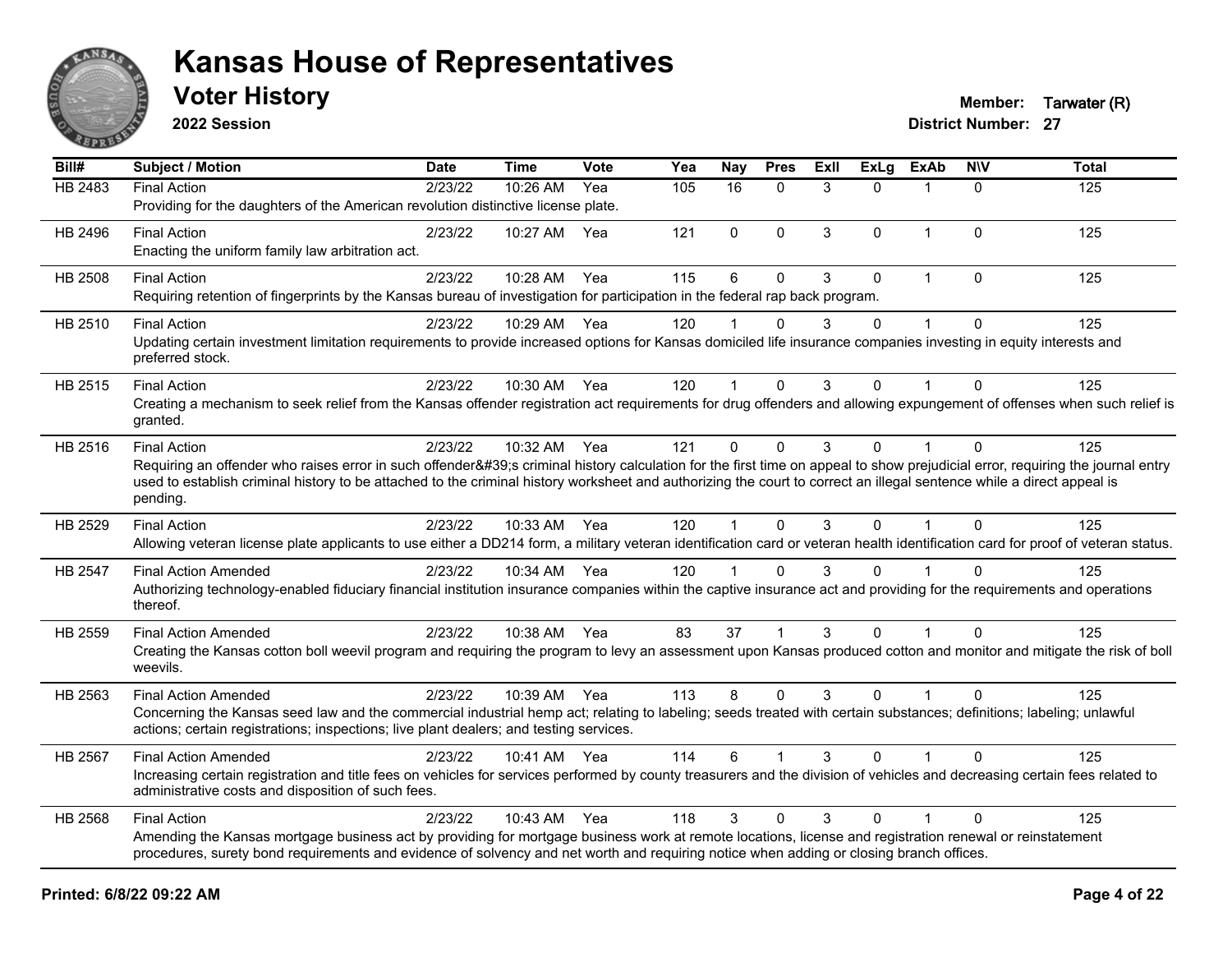# Kansas House of Representatives

## Voter History

**2022 Session**

**Member:** Tarwater (R)
**District Number:** 27

| Bill# | Subject / Motion | Date | Time | Vote | Yea | Nay | Pres | ExII | ExLg | ExAb | N\V | Total |
|---|---|---|---|---|---|---|---|---|---|---|---|---|
| HB 2483 | Final Action<br>Providing for the daughters of the American revolution distinctive license plate. | 2/23/22 | 10:26 AM | Yea | 105 | 16 | 0 | 3 | 0 | 1 | 0 | 125 |
| HB 2496 | Final Action<br>Enacting the uniform family law arbitration act. | 2/23/22 | 10:27 AM | Yea | 121 | 0 | 0 | 3 | 0 | 1 | 0 | 125 |
| HB 2508 | Final Action<br>Requiring retention of fingerprints by the Kansas bureau of investigation for participation in the federal rap back program. | 2/23/22 | 10:28 AM | Yea | 115 | 6 | 0 | 3 | 0 | 1 | 0 | 125 |
| HB 2510 | Final Action<br>Updating certain investment limitation requirements to provide increased options for Kansas domiciled life insurance companies investing in equity interests and preferred stock. | 2/23/22 | 10:29 AM | Yea | 120 | 1 | 0 | 3 | 0 | 1 | 0 | 125 |
| HB 2515 | Final Action<br>Creating a mechanism to seek relief from the Kansas offender registration act requirements for drug offenders and allowing expungement of offenses when such relief is granted. | 2/23/22 | 10:30 AM | Yea | 120 | 1 | 0 | 3 | 0 | 1 | 0 | 125 |
| HB 2516 | Final Action<br>Requiring an offender who raises error in such offender&#39;s criminal history calculation for the first time on appeal to show prejudicial error, requiring the journal entry used to establish criminal history to be attached to the criminal history worksheet and authorizing the court to correct an illegal sentence while a direct appeal is pending. | 2/23/22 | 10:32 AM | Yea | 121 | 0 | 0 | 3 | 0 | 1 | 0 | 125 |
| HB 2529 | Final Action<br>Allowing veteran license plate applicants to use either a DD214 form, a military veteran identification card or veteran health identification card for proof of veteran status. | 2/23/22 | 10:33 AM | Yea | 120 | 1 | 0 | 3 | 0 | 1 | 0 | 125 |
| HB 2547 | Final Action Amended<br>Authorizing technology-enabled fiduciary financial institution insurance companies within the captive insurance act and providing for the requirements and operations thereof. | 2/23/22 | 10:34 AM | Yea | 120 | 1 | 0 | 3 | 0 | 1 | 0 | 125 |
| HB 2559 | Final Action Amended<br>Creating the Kansas cotton boll weevil program and requiring the program to levy an assessment upon Kansas produced cotton and monitor and mitigate the risk of boll weevils. | 2/23/22 | 10:38 AM | Yea | 83 | 37 | 1 | 3 | 0 | 1 | 0 | 125 |
| HB 2563 | Final Action Amended<br>Concerning the Kansas seed law and the commercial industrial hemp act; relating to labeling; seeds treated with certain substances; definitions; labeling; unlawful actions; certain registrations; inspections; live plant dealers; and testing services. | 2/23/22 | 10:39 AM | Yea | 113 | 8 | 0 | 3 | 0 | 1 | 0 | 125 |
| HB 2567 | Final Action Amended<br>Increasing certain registration and title fees on vehicles for services performed by county treasurers and the division of vehicles and decreasing certain fees related to administrative costs and disposition of such fees. | 2/23/22 | 10:41 AM | Yea | 114 | 6 | 1 | 3 | 0 | 1 | 0 | 125 |
| HB 2568 | Final Action<br>Amending the Kansas mortgage business act by providing for mortgage business work at remote locations, license and registration renewal or reinstatement procedures, surety bond requirements and evidence of solvency and net worth and requiring notice when adding or closing branch offices. | 2/23/22 | 10:43 AM | Yea | 118 | 3 | 0 | 3 | 0 | 1 | 0 | 125 |

**Printed: 6/8/22 09:22 AM**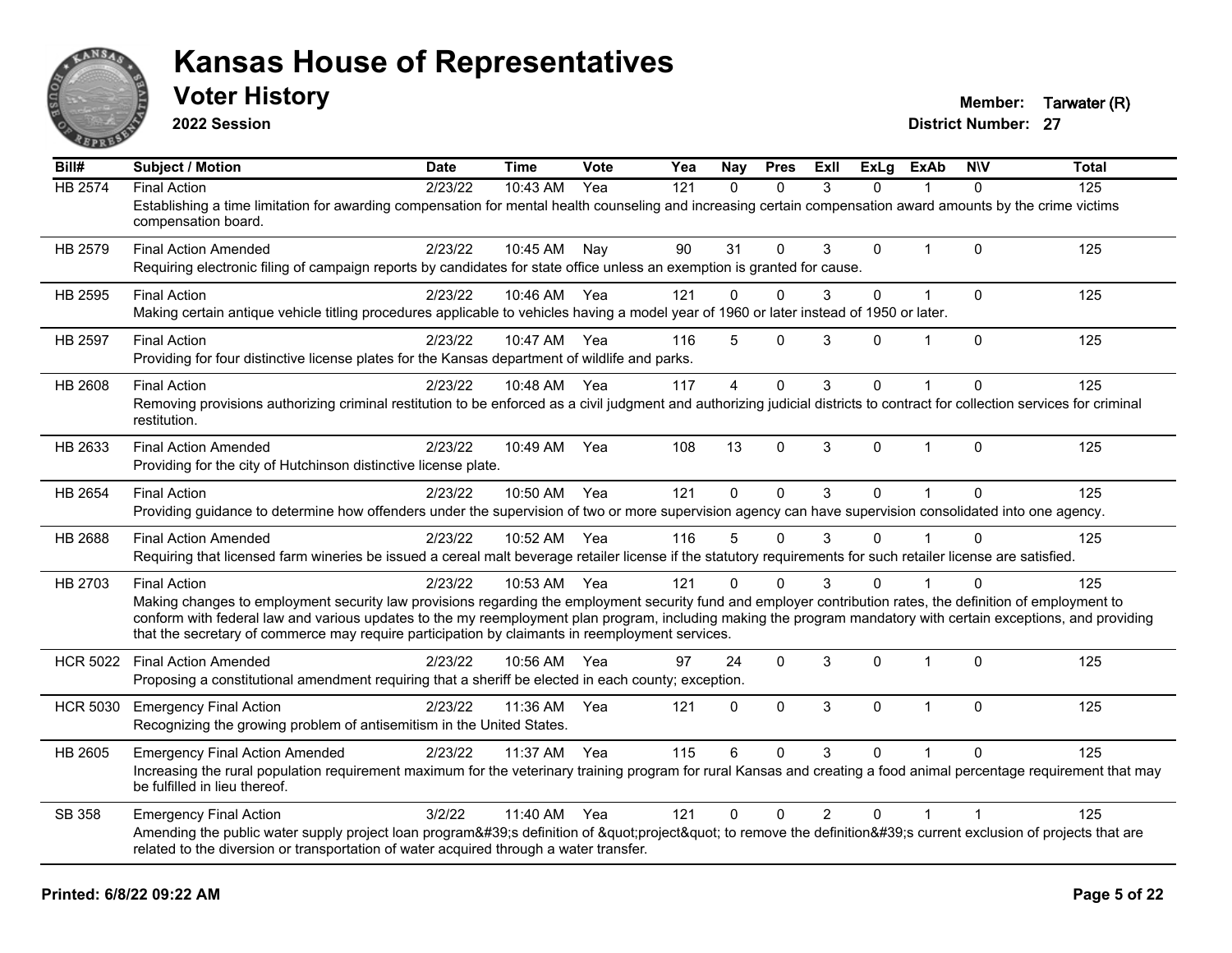# Kansas House of Representatives

## Voter History

**2022 Session**

**Member:** Tarwater (R)
**District Number:** 27

| Bill# | Subject / Motion | Date | Time | Vote | Yea | Nay | Pres | ExII | ExLg | ExAb | N\V | Total |
|---|---|---|---|---|---|---|---|---|---|---|---|---|
| HB 2574 | Final Action | 2/23/22 | 10:43 AM | Yea | 121 | 0 | 0 | 3 | 0 | 1 | 0 | 125 |
| | Establishing a time limitation for awarding compensation for mental health counseling and increasing certain compensation award amounts by the crime victims compensation board. | | | | | | | | | | | |
| HB 2579 | Final Action Amended | 2/23/22 | 10:45 AM | Nay | 90 | 31 | 0 | 3 | 0 | 1 | 0 | 125 |
| | Requiring electronic filing of campaign reports by candidates for state office unless an exemption is granted for cause. | | | | | | | | | | | |
| HB 2595 | Final Action | 2/23/22 | 10:46 AM | Yea | 121 | 0 | 0 | 3 | 0 | 1 | 0 | 125 |
| | Making certain antique vehicle titling procedures applicable to vehicles having a model year of 1960 or later instead of 1950 or later. | | | | | | | | | | | |
| HB 2597 | Final Action | 2/23/22 | 10:47 AM | Yea | 116 | 5 | 0 | 3 | 0 | 1 | 0 | 125 |
| | Providing for four distinctive license plates for the Kansas department of wildlife and parks. | | | | | | | | | | | |
| HB 2608 | Final Action | 2/23/22 | 10:48 AM | Yea | 117 | 4 | 0 | 3 | 0 | 1 | 0 | 125 |
| | Removing provisions authorizing criminal restitution to be enforced as a civil judgment and authorizing judicial districts to contract for collection services for criminal restitution. | | | | | | | | | | | |
| HB 2633 | Final Action Amended | 2/23/22 | 10:49 AM | Yea | 108 | 13 | 0 | 3 | 0 | 1 | 0 | 125 |
| | Providing for the city of Hutchinson distinctive license plate. | | | | | | | | | | | |
| HB 2654 | Final Action | 2/23/22 | 10:50 AM | Yea | 121 | 0 | 0 | 3 | 0 | 1 | 0 | 125 |
| | Providing guidance to determine how offenders under the supervision of two or more supervision agency can have supervision consolidated into one agency. | | | | | | | | | | | |
| HB 2688 | Final Action Amended | 2/23/22 | 10:52 AM | Yea | 116 | 5 | 0 | 3 | 0 | 1 | 0 | 125 |
| | Requiring that licensed farm wineries be issued a cereal malt beverage retailer license if the statutory requirements for such retailer license are satisfied. | | | | | | | | | | | |
| HB 2703 | Final Action | 2/23/22 | 10:53 AM | Yea | 121 | 0 | 0 | 3 | 0 | 1 | 0 | 125 |
| | Making changes to employment security law provisions regarding the employment security fund and employer contribution rates, the definition of employment to conform with federal law and various updates to the my reemployment plan program, including making the program mandatory with certain exceptions, and providing that the secretary of commerce may require participation by claimants in reemployment services. | | | | | | | | | | | |
| HCR 5022 | Final Action Amended | 2/23/22 | 10:56 AM | Yea | 97 | 24 | 0 | 3 | 0 | 1 | 0 | 125 |
| | Proposing a constitutional amendment requiring that a sheriff be elected in each county; exception. | | | | | | | | | | | |
| HCR 5030 | Emergency Final Action | 2/23/22 | 11:36 AM | Yea | 121 | 0 | 0 | 3 | 0 | 1 | 0 | 125 |
| | Recognizing the growing problem of antisemitism in the United States. | | | | | | | | | | | |
| HB 2605 | Emergency Final Action Amended | 2/23/22 | 11:37 AM | Yea | 115 | 6 | 0 | 3 | 0 | 1 | 0 | 125 |
| | Increasing the rural population requirement maximum for the veterinary training program for rural Kansas and creating a food animal percentage requirement that may be fulfilled in lieu thereof. | | | | | | | | | | | |
| SB 358 | Emergency Final Action | 3/2/22 | 11:40 AM | Yea | 121 | 0 | 0 | 2 | 0 | 1 | 1 | 125 |
| | Amending the public water supply project loan program&#39;s definition of &quot;project&quot; to remove the definition&#39;s current exclusion of projects that are related to the diversion or transportation of water acquired through a water transfer. | | | | | | | | | | | |

**Printed: 6/8/22 09:22 AM**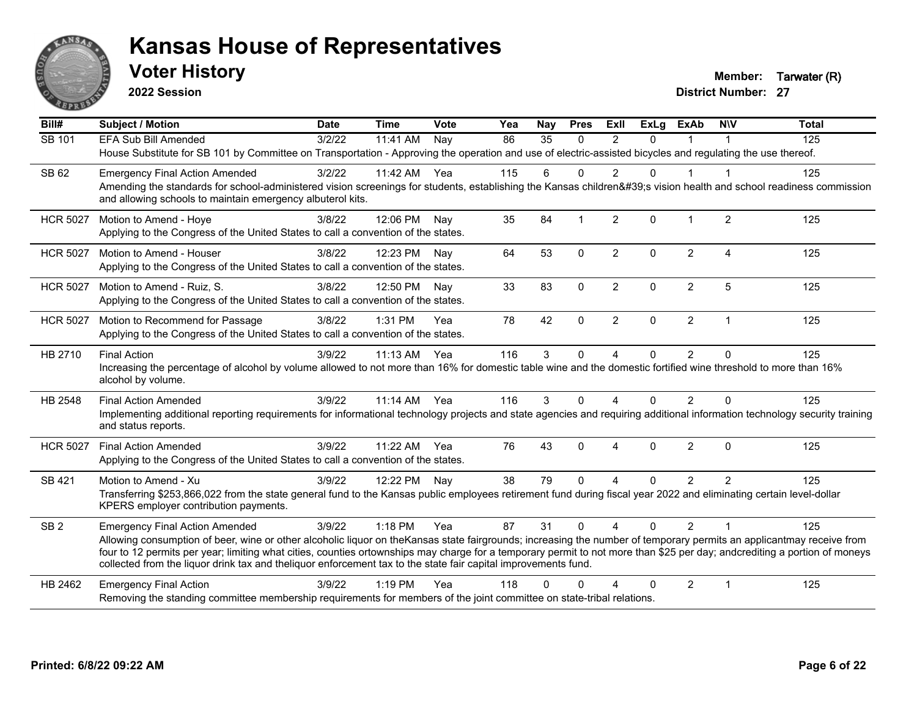# Kansas House of Representatives

## Voter History

**2022 Session**

**Member:** Tarwater (R)
**District Number:** 27

| Bill# | Subject / Motion | Date | Time | Vote | Yea | Nay | Pres | ExII | ExLg | ExAb | N\V | Total |
|---|---|---|---|---|---|---|---|---|---|---|---|---|
| SB 101 | EFA Sub Bill Amended | 3/2/22 | 11:41 AM | Nay | 86 | 35 | 0 | 2 | 0 | 1 | 1 | 125 |
| | House Substitute for SB 101 by Committee on Transportation - Approving the operation and use of electric-assisted bicycles and regulating the use thereof. | | | | | | | | | | | |
| SB 62 | Emergency Final Action Amended | 3/2/22 | 11:42 AM | Yea | 115 | 6 | 0 | 2 | 0 | 1 | 1 | 125 |
| | Amending the standards for school-administered vision screenings for students, establishing the Kansas children&#39;s vision health and school readiness commission and allowing schools to maintain emergency albuterol kits. | | | | | | | | | | | |
| HCR 5027 | Motion to Amend - Hoye | 3/8/22 | 12:06 PM | Nay | 35 | 84 | 1 | 2 | 0 | 1 | 2 | 125 |
| | Applying to the Congress of the United States to call a convention of the states. | | | | | | | | | | | |
| HCR 5027 | Motion to Amend - Houser | 3/8/22 | 12:23 PM | Nay | 64 | 53 | 0 | 2 | 0 | 2 | 4 | 125 |
| | Applying to the Congress of the United States to call a convention of the states. | | | | | | | | | | | |
| HCR 5027 | Motion to Amend - Ruiz, S. | 3/8/22 | 12:50 PM | Nay | 33 | 83 | 0 | 2 | 0 | 2 | 5 | 125 |
| | Applying to the Congress of the United States to call a convention of the states. | | | | | | | | | | | |
| HCR 5027 | Motion to Recommend for Passage | 3/8/22 | 1:31 PM | Yea | 78 | 42 | 0 | 2 | 0 | 2 | 1 | 125 |
| | Applying to the Congress of the United States to call a convention of the states. | | | | | | | | | | | |
| HB 2710 | Final Action | 3/9/22 | 11:13 AM | Yea | 116 | 3 | 0 | 4 | 0 | 2 | 0 | 125 |
| | Increasing the percentage of alcohol by volume allowed to not more than 16% for domestic table wine and the domestic fortified wine threshold to more than 16% alcohol by volume. | | | | | | | | | | | |
| HB 2548 | Final Action Amended | 3/9/22 | 11:14 AM | Yea | 116 | 3 | 0 | 4 | 0 | 2 | 0 | 125 |
| | Implementing additional reporting requirements for informational technology projects and state agencies and requiring additional information technology security training and status reports. | | | | | | | | | | | |
| HCR 5027 | Final Action Amended | 3/9/22 | 11:22 AM | Yea | 76 | 43 | 0 | 4 | 0 | 2 | 0 | 125 |
| | Applying to the Congress of the United States to call a convention of the states. | | | | | | | | | | | |
| SB 421 | Motion to Amend - Xu | 3/9/22 | 12:22 PM | Nay | 38 | 79 | 0 | 4 | 0 | 2 | 2 | 125 |
| | Transferring $253,866,022 from the state general fund to the Kansas public employees retirement fund during fiscal year 2022 and eliminating certain level-dollar KPERS employer contribution payments. | | | | | | | | | | | |
| SB 2 | Emergency Final Action Amended | 3/9/22 | 1:18 PM | Yea | 87 | 31 | 0 | 4 | 0 | 2 | 1 | 125 |
| | Allowing consumption of beer, wine or other alcoholic liquor on theKansas state fairgrounds; increasing the number of temporary permits an applicantmay receive from four to 12 permits per year; limiting what cities, counties ortownships may charge for a temporary permit to not more than $25 per day; andcrediting a portion of moneys collected from the liquor drink tax and theliquor enforcement tax to the state fair capital improvements fund. | | | | | | | | | | | |
| HB 2462 | Emergency Final Action | 3/9/22 | 1:19 PM | Yea | 118 | 0 | 0 | 4 | 0 | 2 | 1 | 125 |
| | Removing the standing committee membership requirements for members of the joint committee on state-tribal relations. | | | | | | | | | | | |

**Printed: 6/8/22 09:22 AM**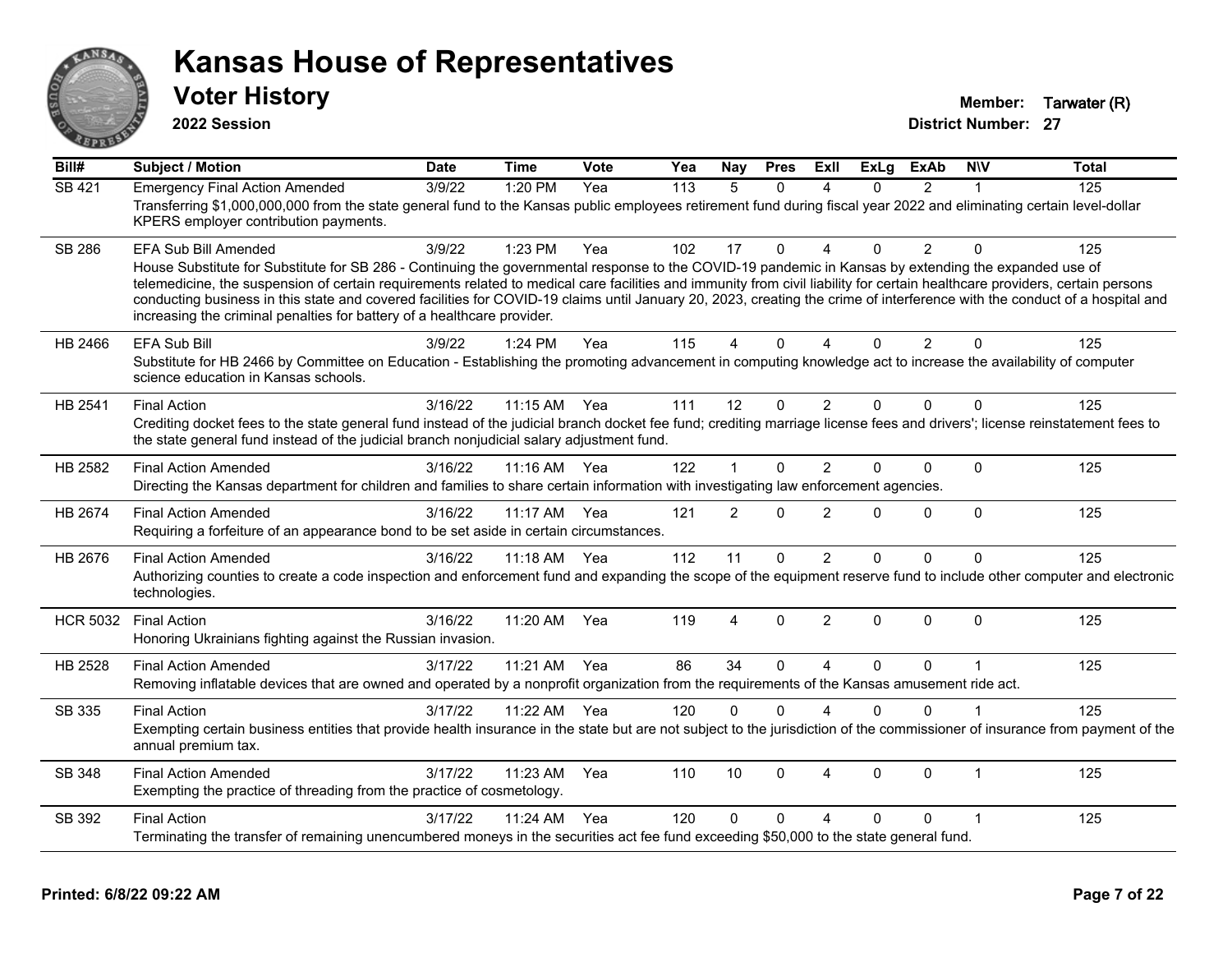# Kansas House of Representatives

## Voter History

**2022 Session**

**Member:** Tarwater (R)
**District Number:** 27

| Bill# | Subject / Motion | Date | Time | Vote | Yea | Nay | Pres | ExII | ExLg | ExAb | N\V | Total |
|---|---|---|---|---|---|---|---|---|---|---|---|---|
| SB 421 | Emergency Final Action Amended | 3/9/22 | 1:20 PM | Yea | 113 | 5 | 0 | 4 | 0 | 2 | 1 | 125 |
| | Transferring $1,000,000,000 from the state general fund to the Kansas public employees retirement fund during fiscal year 2022 and eliminating certain level-dollar KPERS employer contribution payments. | | | | | | | | | | | |
| SB 286 | EFA Sub Bill Amended | 3/9/22 | 1:23 PM | Yea | 102 | 17 | 0 | 4 | 0 | 2 | 0 | 125 |
| | House Substitute for Substitute for SB 286 - Continuing the governmental response to the COVID-19 pandemic in Kansas by extending the expanded use of telemedicine, the suspension of certain requirements related to medical care facilities and immunity from civil liability for certain healthcare providers, certain persons conducting business in this state and covered facilities for COVID-19 claims until January 20, 2023, creating the crime of interference with the conduct of a hospital and increasing the criminal penalties for battery of a healthcare provider. | | | | | | | | | | | |
| HB 2466 | EFA Sub Bill | 3/9/22 | 1:24 PM | Yea | 115 | 4 | 0 | 4 | 0 | 2 | 0 | 125 |
| | Substitute for HB 2466 by Committee on Education - Establishing the promoting advancement in computing knowledge act to increase the availability of computer science education in Kansas schools. | | | | | | | | | | | |
| HB 2541 | Final Action | 3/16/22 | 11:15 AM | Yea | 111 | 12 | 0 | 2 | 0 | 0 | 0 | 125 |
| | Crediting docket fees to the state general fund instead of the judicial branch docket fee fund; crediting marriage license fees and drivers'; license reinstatement fees to the state general fund instead of the judicial branch nonjudicial salary adjustment fund. | | | | | | | | | | | |
| HB 2582 | Final Action Amended | 3/16/22 | 11:16 AM | Yea | 122 | 1 | 0 | 2 | 0 | 0 | 0 | 125 |
| | Directing the Kansas department for children and families to share certain information with investigating law enforcement agencies. | | | | | | | | | | | |
| HB 2674 | Final Action Amended | 3/16/22 | 11:17 AM | Yea | 121 | 2 | 0 | 2 | 0 | 0 | 0 | 125 |
| | Requiring a forfeiture of an appearance bond to be set aside in certain circumstances. | | | | | | | | | | | |
| HB 2676 | Final Action Amended | 3/16/22 | 11:18 AM | Yea | 112 | 11 | 0 | 2 | 0 | 0 | 0 | 125 |
| | Authorizing counties to create a code inspection and enforcement fund and expanding the scope of the equipment reserve fund to include other computer and electronic technologies. | | | | | | | | | | | |
| HCR 5032 | Final Action | 3/16/22 | 11:20 AM | Yea | 119 | 4 | 0 | 2 | 0 | 0 | 0 | 125 |
| | Honoring Ukrainians fighting against the Russian invasion. | | | | | | | | | | | |
| HB 2528 | Final Action Amended | 3/17/22 | 11:21 AM | Yea | 86 | 34 | 0 | 4 | 0 | 0 | 1 | 125 |
| | Removing inflatable devices that are owned and operated by a nonprofit organization from the requirements of the Kansas amusement ride act. | | | | | | | | | | | |
| SB 335 | Final Action | 3/17/22 | 11:22 AM | Yea | 120 | 0 | 0 | 4 | 0 | 0 | 1 | 125 |
| | Exempting certain business entities that provide health insurance in the state but are not subject to the jurisdiction of the commissioner of insurance from payment of the annual premium tax. | | | | | | | | | | | |
| SB 348 | Final Action Amended | 3/17/22 | 11:23 AM | Yea | 110 | 10 | 0 | 4 | 0 | 0 | 1 | 125 |
| | Exempting the practice of threading from the practice of cosmetology. | | | | | | | | | | | |
| SB 392 | Final Action | 3/17/22 | 11:24 AM | Yea | 120 | 0 | 0 | 4 | 0 | 0 | 1 | 125 |
| | Terminating the transfer of remaining unencumbered moneys in the securities act fee fund exceeding $50,000 to the state general fund. | | | | | | | | | | | |

**Printed: 6/8/22 09:22 AM**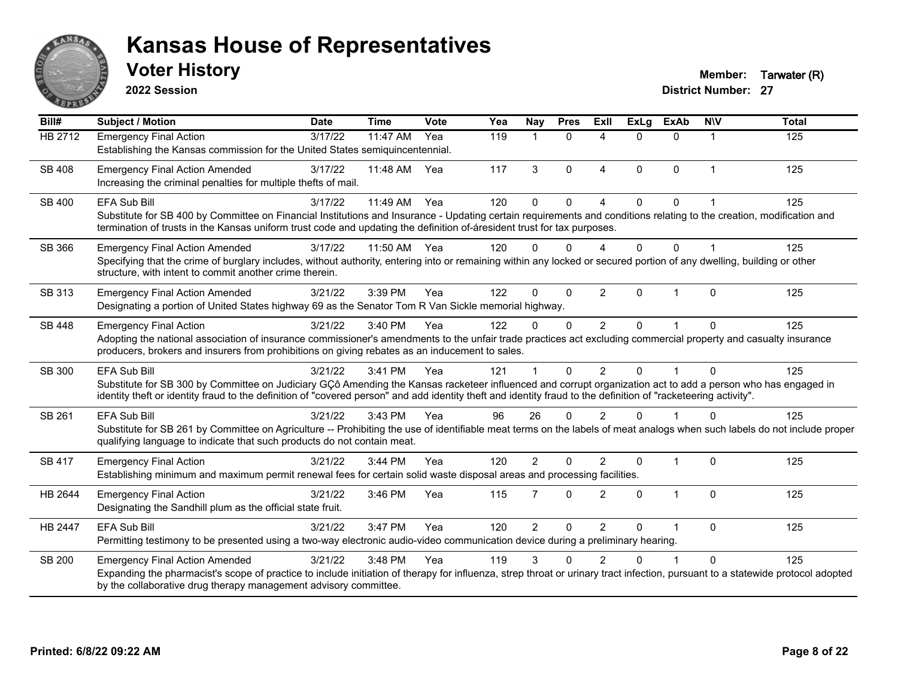# Kansas House of Representatives

## Voter History

**2022 Session**

**Member:** Tarwater (R)
**District Number:** 27

| Bill# | Subject / Motion | Date | Time | Vote | Yea | Nay | Pres | ExII | ExLg | ExAb | N\V | Total |
|---|---|---|---|---|---|---|---|---|---|---|---|---|
| HB 2712 | Emergency Final Action<br>Establishing the Kansas commission for the United States semiquincentennial. | 3/17/22 | 11:47 AM | Yea | 119 | 1 | 0 | 4 | 0 | 0 | 1 | 125 |
| SB 408 | Emergency Final Action Amended<br>Increasing the criminal penalties for multiple thefts of mail. | 3/17/22 | 11:48 AM | Yea | 117 | 3 | 0 | 4 | 0 | 0 | 1 | 125 |
| SB 400 | EFA Sub Bill<br>Substitute for SB 400 by Committee on Financial Institutions and Insurance - Updating certain requirements and conditions relating to the creation, modification and termination of trusts in the Kansas uniform trust code and updating the definition of-áresident trust for tax purposes. | 3/17/22 | 11:49 AM | Yea | 120 | 0 | 0 | 4 | 0 | 0 | 1 | 125 |
| SB 366 | Emergency Final Action Amended<br>Specifying that the crime of burglary includes, without authority, entering into or remaining within any locked or secured portion of any dwelling, building or other structure, with intent to commit another crime therein. | 3/17/22 | 11:50 AM | Yea | 120 | 0 | 0 | 4 | 0 | 0 | 1 | 125 |
| SB 313 | Emergency Final Action Amended<br>Designating a portion of United States highway 69 as the Senator Tom R Van Sickle memorial highway. | 3/21/22 | 3:39 PM | Yea | 122 | 0 | 0 | 2 | 0 | 1 | 0 | 125 |
| SB 448 | Emergency Final Action<br>Adopting the national association of insurance commissioner's amendments to the unfair trade practices act excluding commercial property and casualty insurance producers, brokers and insurers from prohibitions on giving rebates as an inducement to sales. | 3/21/22 | 3:40 PM | Yea | 122 | 0 | 0 | 2 | 0 | 1 | 0 | 125 |
| SB 300 | EFA Sub Bill<br>Substitute for SB 300 by Committee on Judiciary GÇô Amending the Kansas racketeer influenced and corrupt organization act to add a person who has engaged in identity theft or identity fraud to the definition of "covered person" and add identity theft and identity fraud to the definition of "racketeering activity". | 3/21/22 | 3:41 PM | Yea | 121 | 1 | 0 | 2 | 0 | 1 | 0 | 125 |
| SB 261 | EFA Sub Bill<br>Substitute for SB 261 by Committee on Agriculture -- Prohibiting the use of identifiable meat terms on the labels of meat analogs when such labels do not include proper qualifying language to indicate that such products do not contain meat. | 3/21/22 | 3:43 PM | Yea | 96 | 26 | 0 | 2 | 0 | 1 | 0 | 125 |
| SB 417 | Emergency Final Action<br>Establishing minimum and maximum permit renewal fees for certain solid waste disposal areas and processing facilities. | 3/21/22 | 3:44 PM | Yea | 120 | 2 | 0 | 2 | 0 | 1 | 0 | 125 |
| HB 2644 | Emergency Final Action<br>Designating the Sandhill plum as the official state fruit. | 3/21/22 | 3:46 PM | Yea | 115 | 7 | 0 | 2 | 0 | 1 | 0 | 125 |
| HB 2447 | EFA Sub Bill<br>Permitting testimony to be presented using a two-way electronic audio-video communication device during a preliminary hearing. | 3/21/22 | 3:47 PM | Yea | 120 | 2 | 0 | 2 | 0 | 1 | 0 | 125 |
| SB 200 | Emergency Final Action Amended<br>Expanding the pharmacist's scope of practice to include initiation of therapy for influenza, strep throat or urinary tract infection, pursuant to a statewide protocol adopted by the collaborative drug therapy management advisory committee. | 3/21/22 | 3:48 PM | Yea | 119 | 3 | 0 | 2 | 0 | 1 | 0 | 125 |

**Printed: 6/8/22 09:22 AM**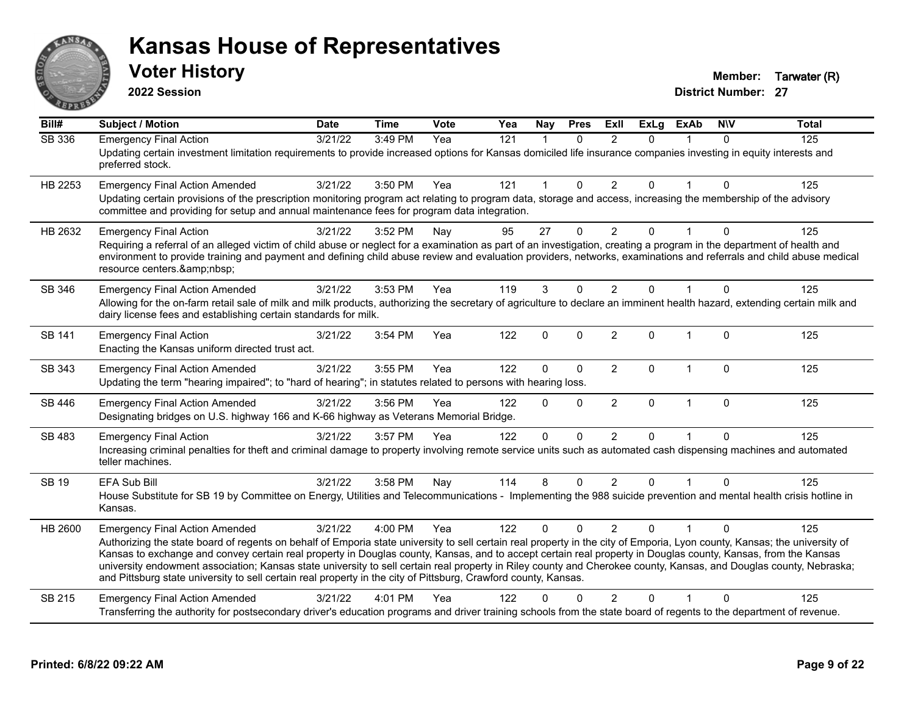# Kansas House of Representatives

## Voter History

**2022 Session**

**Member:** Tarwater (R)
**District Number:** 27

| Bill# | Subject / Motion | Date | Time | Vote | Yea | Nay | Pres | ExII | ExLg | ExAb | N\V | Total |
|---|---|---|---|---|---|---|---|---|---|---|---|---|
| SB 336 | Emergency Final Action | 3/21/22 | 3:49 PM | Yea | 121 | 1 | 0 | 2 | 0 | 1 | 0 | 125 |
| | Updating certain investment limitation requirements to provide increased options for Kansas domiciled life insurance companies investing in equity interests and preferred stock. | | | | | | | | | | | |
| HB 2253 | Emergency Final Action Amended | 3/21/22 | 3:50 PM | Yea | 121 | 1 | 0 | 2 | 0 | 1 | 0 | 125 |
| | Updating certain provisions of the prescription monitoring program act relating to program data, storage and access, increasing the membership of the advisory committee and providing for setup and annual maintenance fees for program data integration. | | | | | | | | | | | |
| HB 2632 | Emergency Final Action | 3/21/22 | 3:52 PM | Nay | 95 | 27 | 0 | 2 | 0 | 1 | 0 | 125 |
| | Requiring a referral of an alleged victim of child abuse or neglect for a examination as part of an investigation, creating a program in the department of health and environment to provide training and payment and defining child abuse review and evaluation providers, networks, examinations and referrals and child abuse medical resource centers.&amp;nbsp; | | | | | | | | | | | |
| SB 346 | Emergency Final Action Amended | 3/21/22 | 3:53 PM | Yea | 119 | 3 | 0 | 2 | 0 | 1 | 0 | 125 |
| | Allowing for the on-farm retail sale of milk and milk products, authorizing the secretary of agriculture to declare an imminent health hazard, extending certain milk and dairy license fees and establishing certain standards for milk. | | | | | | | | | | | |
| SB 141 | Emergency Final Action | 3/21/22 | 3:54 PM | Yea | 122 | 0 | 0 | 2 | 0 | 1 | 0 | 125 |
| | Enacting the Kansas uniform directed trust act. | | | | | | | | | | | |
| SB 343 | Emergency Final Action Amended | 3/21/22 | 3:55 PM | Yea | 122 | 0 | 0 | 2 | 0 | 1 | 0 | 125 |
| | Updating the term "hearing impaired"; to "hard of hearing"; in statutes related to persons with hearing loss. | | | | | | | | | | | |
| SB 446 | Emergency Final Action Amended | 3/21/22 | 3:56 PM | Yea | 122 | 0 | 0 | 2 | 0 | 1 | 0 | 125 |
| | Designating bridges on U.S. highway 166 and K-66 highway as Veterans Memorial Bridge. | | | | | | | | | | | |
| SB 483 | Emergency Final Action | 3/21/22 | 3:57 PM | Yea | 122 | 0 | 0 | 2 | 0 | 1 | 0 | 125 |
| | Increasing criminal penalties for theft and criminal damage to property involving remote service units such as automated cash dispensing machines and automated teller machines. | | | | | | | | | | | |
| SB 19 | EFA Sub Bill | 3/21/22 | 3:58 PM | Nay | 114 | 8 | 0 | 2 | 0 | 1 | 0 | 125 |
| | House Substitute for SB 19 by Committee on Energy, Utilities and Telecommunications - Implementing the 988 suicide prevention and mental health crisis hotline in Kansas. | | | | | | | | | | | |
| HB 2600 | Emergency Final Action Amended | 3/21/22 | 4:00 PM | Yea | 122 | 0 | 0 | 2 | 0 | 1 | 0 | 125 |
| | Authorizing the state board of regents on behalf of Emporia state university to sell certain real property in the city of Emporia, Lyon county, Kansas; the university of Kansas to exchange and convey certain real property in Douglas county, Kansas, and to accept certain real property in Douglas county, Kansas, from the Kansas university endowment association; Kansas state university to sell certain real property in Riley county and Cherokee county, Kansas, and Douglas county, Nebraska; and Pittsburg state university to sell certain real property in the city of Pittsburg, Crawford county, Kansas. | | | | | | | | | | | |
| SB 215 | Emergency Final Action Amended | 3/21/22 | 4:01 PM | Yea | 122 | 0 | 0 | 2 | 0 | 1 | 0 | 125 |
| | Transferring the authority for postsecondary driver's education programs and driver training schools from the state board of regents to the department of revenue. | | | | | | | | | | | |

**Printed: 6/8/22 09:22 AM**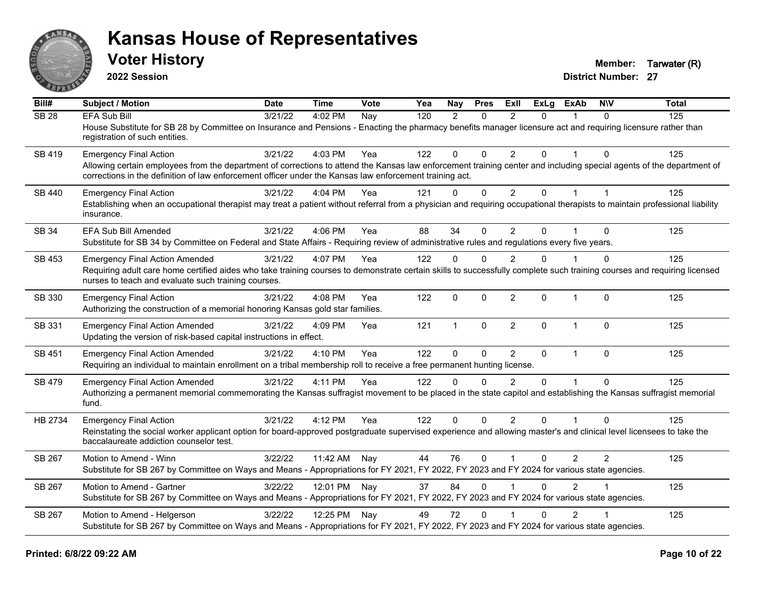# Kansas House of Representatives

## Voter History

**2022 Session**

**Member:** Tarwater (R)
**District Number:** 27

| Bill# | Subject / Motion | Date | Time | Vote | Yea | Nay | Pres | ExII | ExLg | ExAb | N\V | Total |
|---|---|---|---|---|---|---|---|---|---|---|---|---|
| SB 28 | EFA Sub Bill | 3/21/22 | 4:02 PM | Nay | 120 | 2 | 0 | 2 | 0 | 1 | 0 | 125 |
| | House Substitute for SB 28 by Committee on Insurance and Pensions - Enacting the pharmacy benefits manager licensure act and requiring licensure rather than registration of such entities. | | | | | | | | | | | |
| SB 419 | Emergency Final Action | 3/21/22 | 4:03 PM | Yea | 122 | 0 | 0 | 2 | 0 | 1 | 0 | 125 |
| | Allowing certain employees from the department of corrections to attend the Kansas law enforcement training center and including special agents of the department of corrections in the definition of law enforcement officer under the Kansas law enforcement training act. | | | | | | | | | | | |
| SB 440 | Emergency Final Action | 3/21/22 | 4:04 PM | Yea | 121 | 0 | 0 | 2 | 0 | 1 | 1 | 125 |
| | Establishing when an occupational therapist may treat a patient without referral from a physician and requiring occupational therapists to maintain professional liability insurance. | | | | | | | | | | | |
| SB 34 | EFA Sub Bill Amended | 3/21/22 | 4:06 PM | Yea | 88 | 34 | 0 | 2 | 0 | 1 | 0 | 125 |
| | Substitute for SB 34 by Committee on Federal and State Affairs - Requiring review of administrative rules and regulations every five years. | | | | | | | | | | | |
| SB 453 | Emergency Final Action Amended | 3/21/22 | 4:07 PM | Yea | 122 | 0 | 0 | 2 | 0 | 1 | 0 | 125 |
| | Requiring adult care home certified aides who take training courses to demonstrate certain skills to successfully complete such training courses and requiring licensed nurses to teach and evaluate such training courses. | | | | | | | | | | | |
| SB 330 | Emergency Final Action | 3/21/22 | 4:08 PM | Yea | 122 | 0 | 0 | 2 | 0 | 1 | 0 | 125 |
| | Authorizing the construction of a memorial honoring Kansas gold star families. | | | | | | | | | | | |
| SB 331 | Emergency Final Action Amended | 3/21/22 | 4:09 PM | Yea | 121 | 1 | 0 | 2 | 0 | 1 | 0 | 125 |
| | Updating the version of risk-based capital instructions in effect. | | | | | | | | | | | |
| SB 451 | Emergency Final Action Amended | 3/21/22 | 4:10 PM | Yea | 122 | 0 | 0 | 2 | 0 | 1 | 0 | 125 |
| | Requiring an individual to maintain enrollment on a tribal membership roll to receive a free permanent hunting license. | | | | | | | | | | | |
| SB 479 | Emergency Final Action Amended | 3/21/22 | 4:11 PM | Yea | 122 | 0 | 0 | 2 | 0 | 1 | 0 | 125 |
| | Authorizing a permanent memorial commemorating the Kansas suffragist movement to be placed in the state capitol and establishing the Kansas suffragist memorial fund. | | | | | | | | | | | |
| HB 2734 | Emergency Final Action | 3/21/22 | 4:12 PM | Yea | 122 | 0 | 0 | 2 | 0 | 1 | 0 | 125 |
| | Reinstating the social worker applicant option for board-approved postgraduate supervised experience and allowing master's and clinical level licensees to take the baccalaureate addiction counselor test. | | | | | | | | | | | |
| SB 267 | Motion to Amend - Winn | 3/22/22 | 11:42 AM | Nay | 44 | 76 | 0 | 1 | 0 | 2 | 2 | 125 |
| | Substitute for SB 267 by Committee on Ways and Means - Appropriations for FY 2021, FY 2022, FY 2023 and FY 2024 for various state agencies. | | | | | | | | | | | |
| SB 267 | Motion to Amend - Gartner | 3/22/22 | 12:01 PM | Nay | 37 | 84 | 0 | 1 | 0 | 2 | 1 | 125 |
| | Substitute for SB 267 by Committee on Ways and Means - Appropriations for FY 2021, FY 2022, FY 2023 and FY 2024 for various state agencies. | | | | | | | | | | | |
| SB 267 | Motion to Amend - Helgerson | 3/22/22 | 12:25 PM | Nay | 49 | 72 | 0 | 1 | 0 | 2 | 1 | 125 |
| | Substitute for SB 267 by Committee on Ways and Means - Appropriations for FY 2021, FY 2022, FY 2023 and FY 2024 for various state agencies. | | | | | | | | | | | |

**Printed: 6/8/22 09:22 AM**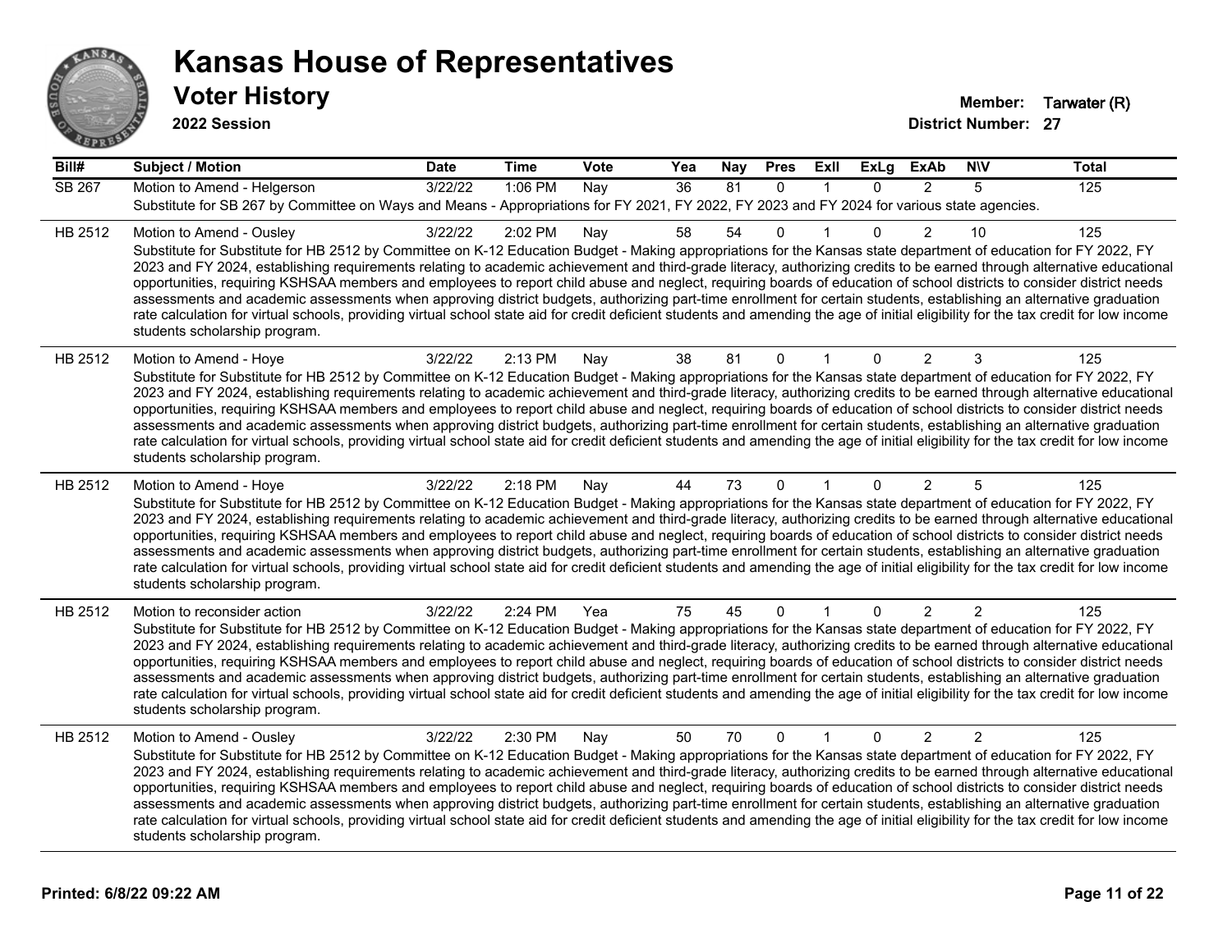# Kansas House of Representatives

## Voter History

**2022 Session**

**Member:** Tarwater (R)
**District Number:** 27

| Bill# | Subject / Motion | Date | Time | Vote | Yea | Nay | Pres | ExII | ExLg | ExAb | N\V | Total |
|---|---|---|---|---|---|---|---|---|---|---|---|---|
| SB 267 | Motion to Amend - Helgerson | 3/22/22 | 1:06 PM | Nay | 36 | 81 | 0 | 1 | 0 | 2 | 5 | 125 |
| | Substitute for SB 267 by Committee on Ways and Means - Appropriations for FY 2021, FY 2022, FY 2023 and FY 2024 for various state agencies. | | | | | | | | | | | |
| HB 2512 | Motion to Amend - Ousley | 3/22/22 | 2:02 PM | Nay | 58 | 54 | 0 | 1 | 0 | 2 | 10 | 125 |
| | Substitute for Substitute for HB 2512 by Committee on K-12 Education Budget - Making appropriations for the Kansas state department of education for FY 2022, FY 2023 and FY 2024, establishing requirements relating to academic achievement and third-grade literacy, authorizing credits to be earned through alternative educational opportunities, requiring KSHSAA members and employees to report child abuse and neglect, requiring boards of education of school districts to consider district needs assessments and academic assessments when approving district budgets, authorizing part-time enrollment for certain students, establishing an alternative graduation rate calculation for virtual schools, providing virtual school state aid for credit deficient students and amending the age of initial eligibility for the tax credit for low income students scholarship program. | | | | | | | | | | | |
| HB 2512 | Motion to Amend - Hoye | 3/22/22 | 2:13 PM | Nay | 38 | 81 | 0 | 1 | 0 | 2 | 3 | 125 |
| | Substitute for Substitute for HB 2512 by Committee on K-12 Education Budget - Making appropriations for the Kansas state department of education for FY 2022, FY 2023 and FY 2024, establishing requirements relating to academic achievement and third-grade literacy, authorizing credits to be earned through alternative educational opportunities, requiring KSHSAA members and employees to report child abuse and neglect, requiring boards of education of school districts to consider district needs assessments and academic assessments when approving district budgets, authorizing part-time enrollment for certain students, establishing an alternative graduation rate calculation for virtual schools, providing virtual school state aid for credit deficient students and amending the age of initial eligibility for the tax credit for low income students scholarship program. | | | | | | | | | | | |
| HB 2512 | Motion to Amend - Hoye | 3/22/22 | 2:18 PM | Nay | 44 | 73 | 0 | 1 | 0 | 2 | 5 | 125 |
| | Substitute for Substitute for HB 2512 by Committee on K-12 Education Budget - Making appropriations for the Kansas state department of education for FY 2022, FY 2023 and FY 2024, establishing requirements relating to academic achievement and third-grade literacy, authorizing credits to be earned through alternative educational opportunities, requiring KSHSAA members and employees to report child abuse and neglect, requiring boards of education of school districts to consider district needs assessments and academic assessments when approving district budgets, authorizing part-time enrollment for certain students, establishing an alternative graduation rate calculation for virtual schools, providing virtual school state aid for credit deficient students and amending the age of initial eligibility for the tax credit for low income students scholarship program. | | | | | | | | | | | |
| HB 2512 | Motion to reconsider action | 3/22/22 | 2:24 PM | Yea | 75 | 45 | 0 | 1 | 0 | 2 | 2 | 125 |
| | Substitute for Substitute for HB 2512 by Committee on K-12 Education Budget - Making appropriations for the Kansas state department of education for FY 2022, FY 2023 and FY 2024, establishing requirements relating to academic achievement and third-grade literacy, authorizing credits to be earned through alternative educational opportunities, requiring KSHSAA members and employees to report child abuse and neglect, requiring boards of education of school districts to consider district needs assessments and academic assessments when approving district budgets, authorizing part-time enrollment for certain students, establishing an alternative graduation rate calculation for virtual schools, providing virtual school state aid for credit deficient students and amending the age of initial eligibility for the tax credit for low income students scholarship program. | | | | | | | | | | | |
| HB 2512 | Motion to Amend - Ousley | 3/22/22 | 2:30 PM | Nay | 50 | 70 | 0 | 1 | 0 | 2 | 2 | 125 |
| | Substitute for Substitute for HB 2512 by Committee on K-12 Education Budget - Making appropriations for the Kansas state department of education for FY 2022, FY 2023 and FY 2024, establishing requirements relating to academic achievement and third-grade literacy, authorizing credits to be earned through alternative educational opportunities, requiring KSHSAA members and employees to report child abuse and neglect, requiring boards of education of school districts to consider district needs assessments and academic assessments when approving district budgets, authorizing part-time enrollment for certain students, establishing an alternative graduation rate calculation for virtual schools, providing virtual school state aid for credit deficient students and amending the age of initial eligibility for the tax credit for low income students scholarship program. | | | | | | | | | | | |

**Printed: 6/8/22 09:22 AM**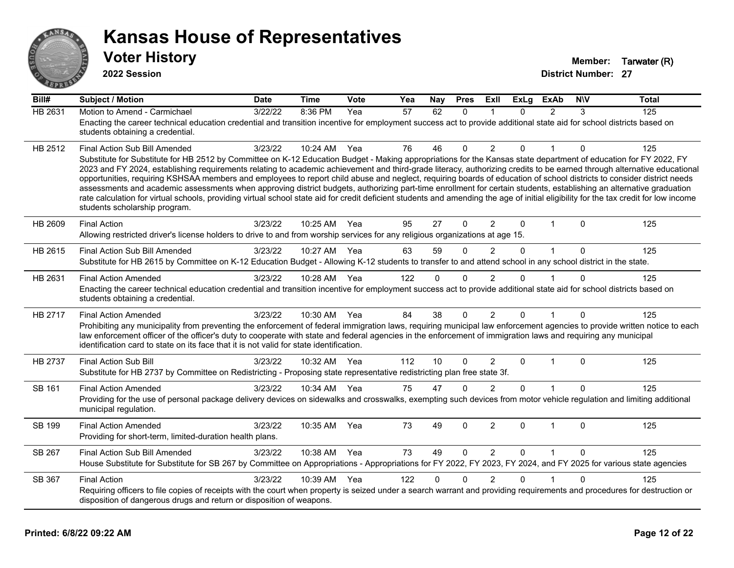# Kansas House of Representatives

## Voter History

**2022 Session**

**Member:** Tarwater (R)
**District Number:** 27

| Bill# | Subject / Motion | Date | Time | Vote | Yea | Nay | Pres | ExII | ExLg | ExAb | N\V | Total |
|---|---|---|---|---|---|---|---|---|---|---|---|---|
| HB 2631 | Motion to Amend - Carmichael | 3/22/22 | 8:36 PM | Yea | 57 | 62 | 0 | 1 | 0 | 2 | 3 | 125 |
| | Enacting the career technical education credential and transition incentive for employment success act to provide additional state aid for school districts based on students obtaining a credential. | | | | | | | | | | | |
| HB 2512 | Final Action Sub Bill Amended | 3/23/22 | 10:24 AM | Yea | 76 | 46 | 0 | 2 | 0 | 1 | 0 | 125 |
| | Substitute for Substitute for HB 2512 by Committee on K-12 Education Budget - Making appropriations for the Kansas state department of education for FY 2022, FY 2023 and FY 2024, establishing requirements relating to academic achievement and third-grade literacy, authorizing credits to be earned through alternative educational opportunities, requiring KSHSAA members and employees to report child abuse and neglect, requiring boards of education of school districts to consider district needs assessments and academic assessments when approving district budgets, authorizing part-time enrollment for certain students, establishing an alternative graduation rate calculation for virtual schools, providing virtual school state aid for credit deficient students and amending the age of initial eligibility for the tax credit for low income students scholarship program. | | | | | | | | | | | |
| HB 2609 | Final Action | 3/23/22 | 10:25 AM | Yea | 95 | 27 | 0 | 2 | 0 | 1 | 0 | 125 |
| | Allowing restricted driver's license holders to drive to and from worship services for any religious organizations at age 15. | | | | | | | | | | | |
| HB 2615 | Final Action Sub Bill Amended | 3/23/22 | 10:27 AM | Yea | 63 | 59 | 0 | 2 | 0 | 1 | 0 | 125 |
| | Substitute for HB 2615 by Committee on K-12 Education Budget - Allowing K-12 students to transfer to and attend school in any school district in the state. | | | | | | | | | | | |
| HB 2631 | Final Action Amended | 3/23/22 | 10:28 AM | Yea | 122 | 0 | 0 | 2 | 0 | 1 | 0 | 125 |
| | Enacting the career technical education credential and transition incentive for employment success act to provide additional state aid for school districts based on students obtaining a credential. | | | | | | | | | | | |
| HB 2717 | Final Action Amended | 3/23/22 | 10:30 AM | Yea | 84 | 38 | 0 | 2 | 0 | 1 | 0 | 125 |
| | Prohibiting any municipality from preventing the enforcement of federal immigration laws, requiring municipal law enforcement agencies to provide written notice to each law enforcement officer of the officer's duty to cooperate with state and federal agencies in the enforcement of immigration laws and requiring any municipal identification card to state on its face that it is not valid for state identification. | | | | | | | | | | | |
| HB 2737 | Final Action Sub Bill | 3/23/22 | 10:32 AM | Yea | 112 | 10 | 0 | 2 | 0 | 1 | 0 | 125 |
| | Substitute for HB 2737 by Committee on Redistricting - Proposing state representative redistricting plan free state 3f. | | | | | | | | | | | |
| SB 161 | Final Action Amended | 3/23/22 | 10:34 AM | Yea | 75 | 47 | 0 | 2 | 0 | 1 | 0 | 125 |
| | Providing for the use of personal package delivery devices on sidewalks and crosswalks, exempting such devices from motor vehicle regulation and limiting additional municipal regulation. | | | | | | | | | | | |
| SB 199 | Final Action Amended | 3/23/22 | 10:35 AM | Yea | 73 | 49 | 0 | 2 | 0 | 1 | 0 | 125 |
| | Providing for short-term, limited-duration health plans. | | | | | | | | | | | |
| SB 267 | Final Action Sub Bill Amended | 3/23/22 | 10:38 AM | Yea | 73 | 49 | 0 | 2 | 0 | 1 | 0 | 125 |
| | House Substitute for Substitute for SB 267 by Committee on Appropriations - Appropriations for FY 2022, FY 2023, FY 2024, and FY 2025 for various state agencies | | | | | | | | | | | |
| SB 367 | Final Action | 3/23/22 | 10:39 AM | Yea | 122 | 0 | 0 | 2 | 0 | 1 | 0 | 125 |
| | Requiring officers to file copies of receipts with the court when property is seized under a search warrant and providing requirements and procedures for destruction or disposition of dangerous drugs and return or disposition of weapons. | | | | | | | | | | | |

**Printed: 6/8/22 09:22 AM**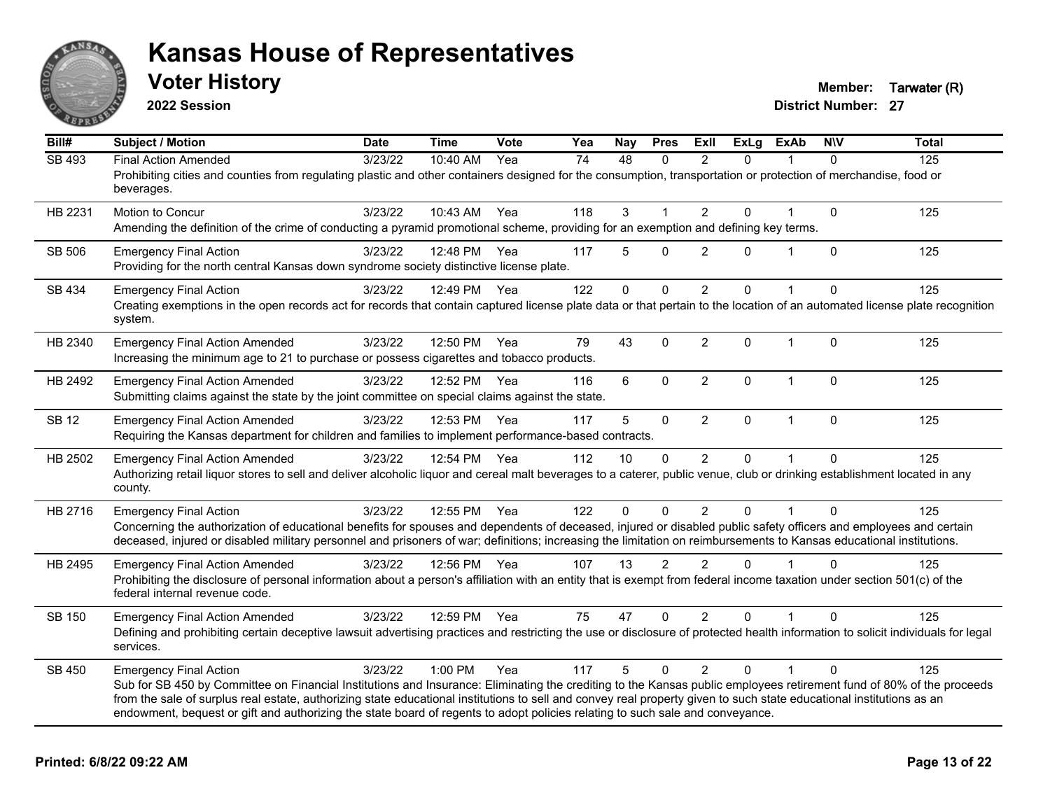# Kansas House of Representatives

## Voter History

**2022 Session**

**Member:** Tarwater (R)
**District Number:** 27

| Bill# | Subject / Motion | Date | Time | Vote | Yea | Nay | Pres | ExII | ExLg | ExAb | N\V | Total |
|---|---|---|---|---|---|---|---|---|---|---|---|---|
| SB 493 | Final Action Amended | 3/23/22 | 10:40 AM | Yea | 74 | 48 | 0 | 2 | 0 | 1 | 0 | 125 |
| | Prohibiting cities and counties from regulating plastic and other containers designed for the consumption, transportation or protection of merchandise, food or beverages. | | | | | | | | | | | |
| HB 2231 | Motion to Concur | 3/23/22 | 10:43 AM | Yea | 118 | 3 | 1 | 2 | 0 | 1 | 0 | 125 |
| | Amending the definition of the crime of conducting a pyramid promotional scheme, providing for an exemption and defining key terms. | | | | | | | | | | | |
| SB 506 | Emergency Final Action | 3/23/22 | 12:48 PM | Yea | 117 | 5 | 0 | 2 | 0 | 1 | 0 | 125 |
| | Providing for the north central Kansas down syndrome society distinctive license plate. | | | | | | | | | | | |
| SB 434 | Emergency Final Action | 3/23/22 | 12:49 PM | Yea | 122 | 0 | 0 | 2 | 0 | 1 | 0 | 125 |
| | Creating exemptions in the open records act for records that contain captured license plate data or that pertain to the location of an automated license plate recognition system. | | | | | | | | | | | |
| HB 2340 | Emergency Final Action Amended | 3/23/22 | 12:50 PM | Yea | 79 | 43 | 0 | 2 | 0 | 1 | 0 | 125 |
| | Increasing the minimum age to 21 to purchase or possess cigarettes and tobacco products. | | | | | | | | | | | |
| HB 2492 | Emergency Final Action Amended | 3/23/22 | 12:52 PM | Yea | 116 | 6 | 0 | 2 | 0 | 1 | 0 | 125 |
| | Submitting claims against the state by the joint committee on special claims against the state. | | | | | | | | | | | |
| SB 12 | Emergency Final Action Amended | 3/23/22 | 12:53 PM | Yea | 117 | 5 | 0 | 2 | 0 | 1 | 0 | 125 |
| | Requiring the Kansas department for children and families to implement performance-based contracts. | | | | | | | | | | | |
| HB 2502 | Emergency Final Action Amended | 3/23/22 | 12:54 PM | Yea | 112 | 10 | 0 | 2 | 0 | 1 | 0 | 125 |
| | Authorizing retail liquor stores to sell and deliver alcoholic liquor and cereal malt beverages to a caterer, public venue, club or drinking establishment located in any county. | | | | | | | | | | | |
| HB 2716 | Emergency Final Action | 3/23/22 | 12:55 PM | Yea | 122 | 0 | 0 | 2 | 0 | 1 | 0 | 125 |
| | Concerning the authorization of educational benefits for spouses and dependents of deceased, injured or disabled public safety officers and employees and certain deceased, injured or disabled military personnel and prisoners of war; definitions; increasing the limitation on reimbursements to Kansas educational institutions. | | | | | | | | | | | |
| HB 2495 | Emergency Final Action Amended | 3/23/22 | 12:56 PM | Yea | 107 | 13 | 2 | 2 | 0 | 1 | 0 | 125 |
| | Prohibiting the disclosure of personal information about a person's affiliation with an entity that is exempt from federal income taxation under section 501(c) of the federal internal revenue code. | | | | | | | | | | | |
| SB 150 | Emergency Final Action Amended | 3/23/22 | 12:59 PM | Yea | 75 | 47 | 0 | 2 | 0 | 1 | 0 | 125 |
| | Defining and prohibiting certain deceptive lawsuit advertising practices and restricting the use or disclosure of protected health information to solicit individuals for legal services. | | | | | | | | | | | |
| SB 450 | Emergency Final Action | 3/23/22 | 1:00 PM | Yea | 117 | 5 | 0 | 2 | 0 | 1 | 0 | 125 |
| | Sub for SB 450 by Committee on Financial Institutions and Insurance: Eliminating the crediting to the Kansas public employees retirement fund of 80% of the proceeds from the sale of surplus real estate, authorizing state educational institutions to sell and convey real property given to such state educational institutions as an endowment, bequest or gift and authorizing the state board of regents to adopt policies relating to such sale and conveyance. | | | | | | | | | | | |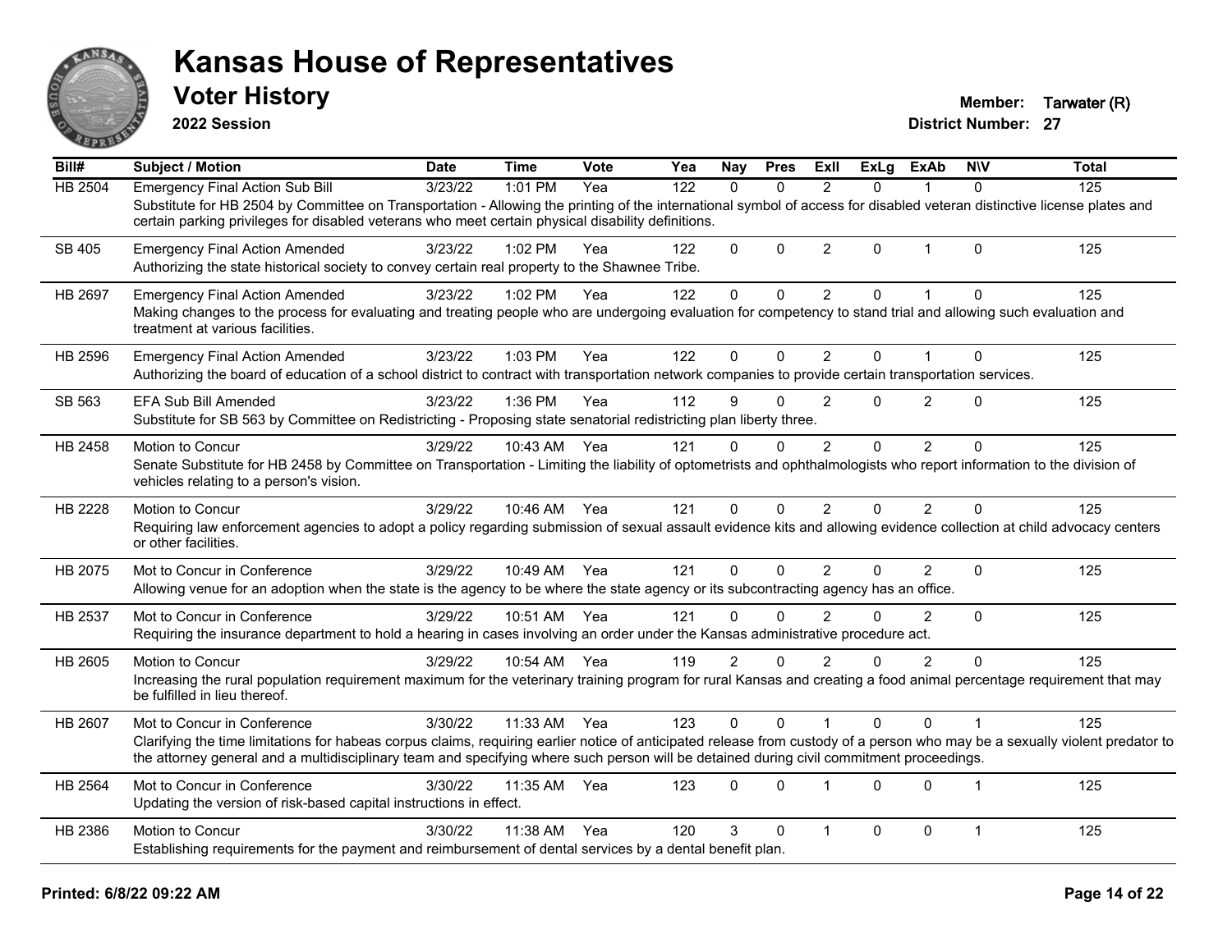# Kansas House of Representatives

## Voter History

**2022 Session**

**Member:** Tarwater (R)
**District Number:** 27

| Bill# | Subject / Motion | Date | Time | Vote | Yea | Nay | Pres | ExII | ExLg | ExAb | N\V | Total |
|---|---|---|---|---|---|---|---|---|---|---|---|---|
| HB 2504 | Emergency Final Action Sub Bill | 3/23/22 | 1:01 PM | Yea | 122 | 0 | 0 | 2 | 0 | 1 | 0 | 125 |
| | Substitute for HB 2504 by Committee on Transportation - Allowing the printing of the international symbol of access for disabled veteran distinctive license plates and certain parking privileges for disabled veterans who meet certain physical disability definitions. | | | | | | | | | | | |
| SB 405 | Emergency Final Action Amended | 3/23/22 | 1:02 PM | Yea | 122 | 0 | 0 | 2 | 0 | 1 | 0 | 125 |
| | Authorizing the state historical society to convey certain real property to the Shawnee Tribe. | | | | | | | | | | | |
| HB 2697 | Emergency Final Action Amended | 3/23/22 | 1:02 PM | Yea | 122 | 0 | 0 | 2 | 0 | 1 | 0 | 125 |
| | Making changes to the process for evaluating and treating people who are undergoing evaluation for competency to stand trial and allowing such evaluation and treatment at various facilities. | | | | | | | | | | | |
| HB 2596 | Emergency Final Action Amended | 3/23/22 | 1:03 PM | Yea | 122 | 0 | 0 | 2 | 0 | 1 | 0 | 125 |
| | Authorizing the board of education of a school district to contract with transportation network companies to provide certain transportation services. | | | | | | | | | | | |
| SB 563 | EFA Sub Bill Amended | 3/23/22 | 1:36 PM | Yea | 112 | 9 | 0 | 2 | 0 | 2 | 0 | 125 |
| | Substitute for SB 563 by Committee on Redistricting - Proposing state senatorial redistricting plan liberty three. | | | | | | | | | | | |
| HB 2458 | Motion to Concur | 3/29/22 | 10:43 AM | Yea | 121 | 0 | 0 | 2 | 0 | 2 | 0 | 125 |
| | Senate Substitute for HB 2458 by Committee on Transportation - Limiting the liability of optometrists and ophthalmologists who report information to the division of vehicles relating to a person's vision. | | | | | | | | | | | |
| HB 2228 | Motion to Concur | 3/29/22 | 10:46 AM | Yea | 121 | 0 | 0 | 2 | 0 | 2 | 0 | 125 |
| | Requiring law enforcement agencies to adopt a policy regarding submission of sexual assault evidence kits and allowing evidence collection at child advocacy centers or other facilities. | | | | | | | | | | | |
| HB 2075 | Mot to Concur in Conference | 3/29/22 | 10:49 AM | Yea | 121 | 0 | 0 | 2 | 0 | 2 | 0 | 125 |
| | Allowing venue for an adoption when the state is the agency to be where the state agency or its subcontracting agency has an office. | | | | | | | | | | | |
| HB 2537 | Mot to Concur in Conference | 3/29/22 | 10:51 AM | Yea | 121 | 0 | 0 | 2 | 0 | 2 | 0 | 125 |
| | Requiring the insurance department to hold a hearing in cases involving an order under the Kansas administrative procedure act. | | | | | | | | | | | |
| HB 2605 | Motion to Concur | 3/29/22 | 10:54 AM | Yea | 119 | 2 | 0 | 2 | 0 | 2 | 0 | 125 |
| | Increasing the rural population requirement maximum for the veterinary training program for rural Kansas and creating a food animal percentage requirement that may be fulfilled in lieu thereof. | | | | | | | | | | | |
| HB 2607 | Mot to Concur in Conference | 3/30/22 | 11:33 AM | Yea | 123 | 0 | 0 | 1 | 0 | 0 | 1 | 125 |
| | Clarifying the time limitations for habeas corpus claims, requiring earlier notice of anticipated release from custody of a person who may be a sexually violent predator to the attorney general and a multidisciplinary team and specifying where such person will be detained during civil commitment proceedings. | | | | | | | | | | | |
| HB 2564 | Mot to Concur in Conference | 3/30/22 | 11:35 AM | Yea | 123 | 0 | 0 | 1 | 0 | 0 | 1 | 125 |
| | Updating the version of risk-based capital instructions in effect. | | | | | | | | | | | |
| HB 2386 | Motion to Concur | 3/30/22 | 11:38 AM | Yea | 120 | 3 | 0 | 1 | 0 | 0 | 1 | 125 |
| | Establishing requirements for the payment and reimbursement of dental services by a dental benefit plan. | | | | | | | | | | | |

Printed: 6/8/22 09:22 AM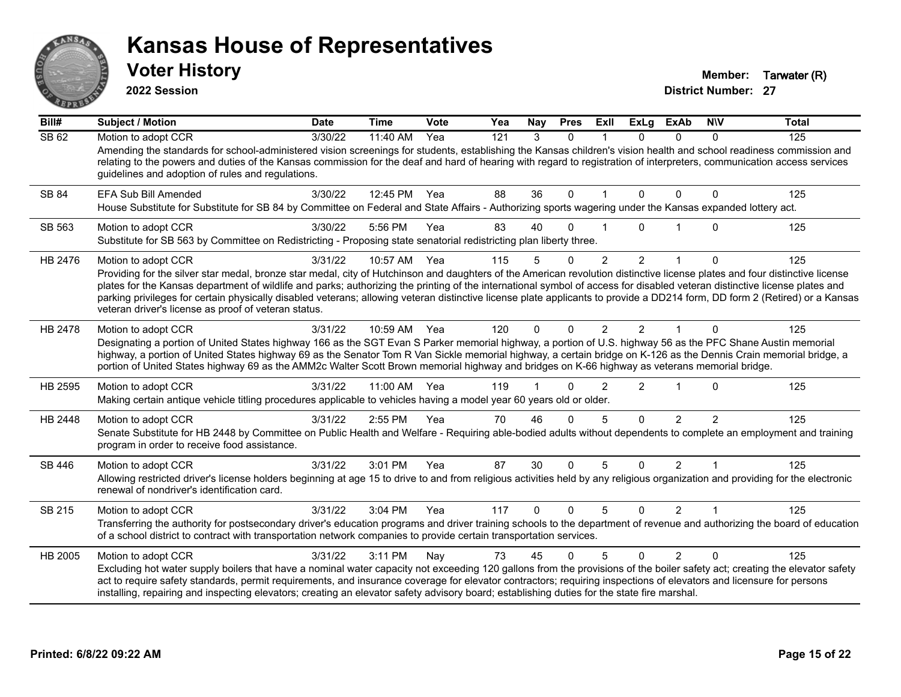# Kansas House of Representatives

## Voter History

**2022 Session**

**Member:** Tarwater (R)
**District Number:** 27

| Bill# | Subject / Motion | Date | Time | Vote | Yea | Nay | Pres | ExII | ExLg | ExAb | N\V | Total |
|---|---|---|---|---|---|---|---|---|---|---|---|---|
| SB 62 | Motion to adopt CCR | 3/30/22 | 11:40 AM | Yea | 121 | 3 | 0 | 1 | 0 | 0 | 0 | 125 |
| | Amending the standards for school-administered vision screenings for students, establishing the Kansas children's vision health and school readiness commission and relating to the powers and duties of the Kansas commission for the deaf and hard of hearing with regard to registration of interpreters, communication access services guidelines and adoption of rules and regulations. | | | | | | | | | | | |
| SB 84 | EFA Sub Bill Amended | 3/30/22 | 12:45 PM | Yea | 88 | 36 | 0 | 1 | 0 | 0 | 0 | 125 |
| | House Substitute for Substitute for SB 84 by Committee on Federal and State Affairs - Authorizing sports wagering under the Kansas expanded lottery act. | | | | | | | | | | | |
| SB 563 | Motion to adopt CCR | 3/30/22 | 5:56 PM | Yea | 83 | 40 | 0 | 1 | 0 | 1 | 0 | 125 |
| | Substitute for SB 563 by Committee on Redistricting - Proposing state senatorial redistricting plan liberty three. | | | | | | | | | | | |
| HB 2476 | Motion to adopt CCR | 3/31/22 | 10:57 AM | Yea | 115 | 5 | 0 | 2 | 2 | 1 | 0 | 125 |
| | Providing for the silver star medal, bronze star medal, city of Hutchinson and daughters of the American revolution distinctive license plates and four distinctive license plates for the Kansas department of wildlife and parks; authorizing the printing of the international symbol of access for disabled veteran distinctive license plates and parking privileges for certain physically disabled veterans; allowing veteran distinctive license plate applicants to provide a DD214 form, DD form 2 (Retired) or a Kansas veteran driver's license as proof of veteran status. | | | | | | | | | | | |
| HB 2478 | Motion to adopt CCR | 3/31/22 | 10:59 AM | Yea | 120 | 0 | 0 | 2 | 2 | 1 | 0 | 125 |
| | Designating a portion of United States highway 166 as the SGT Evan S Parker memorial highway, a portion of U.S. highway 56 as the PFC Shane Austin memorial highway, a portion of United States highway 69 as the Senator Tom R Van Sickle memorial highway, a certain bridge on K-126 as the Dennis Crain memorial bridge, a portion of United States highway 69 as the AMM2c Walter Scott Brown memorial highway and bridges on K-66 highway as veterans memorial bridge. | | | | | | | | | | | |
| HB 2595 | Motion to adopt CCR | 3/31/22 | 11:00 AM | Yea | 119 | 1 | 0 | 2 | 2 | 1 | 0 | 125 |
| | Making certain antique vehicle titling procedures applicable to vehicles having a model year 60 years old or older. | | | | | | | | | | | |
| HB 2448 | Motion to adopt CCR | 3/31/22 | 2:55 PM | Yea | 70 | 46 | 0 | 5 | 0 | 2 | 2 | 125 |
| | Senate Substitute for HB 2448 by Committee on Public Health and Welfare - Requiring able-bodied adults without dependents to complete an employment and training program in order to receive food assistance. | | | | | | | | | | | |
| SB 446 | Motion to adopt CCR | 3/31/22 | 3:01 PM | Yea | 87 | 30 | 0 | 5 | 0 | 2 | 1 | 125 |
| | Allowing restricted driver's license holders beginning at age 15 to drive to and from religious activities held by any religious organization and providing for the electronic renewal of nondriver's identification card. | | | | | | | | | | | |
| SB 215 | Motion to adopt CCR | 3/31/22 | 3:04 PM | Yea | 117 | 0 | 0 | 5 | 0 | 2 | 1 | 125 |
| | Transferring the authority for postsecondary driver's education programs and driver training schools to the department of revenue and authorizing the board of education of a school district to contract with transportation network companies to provide certain transportation services. | | | | | | | | | | | |
| HB 2005 | Motion to adopt CCR | 3/31/22 | 3:11 PM | Nay | 73 | 45 | 0 | 5 | 0 | 2 | 0 | 125 |
| | Excluding hot water supply boilers that have a nominal water capacity not exceeding 120 gallons from the provisions of the boiler safety act; creating the elevator safety act to require safety standards, permit requirements, and insurance coverage for elevator contractors; requiring inspections of elevators and licensure for persons installing, repairing and inspecting elevators; creating an elevator safety advisory board; establishing duties for the state fire marshal. | | | | | | | | | | | |

**Printed: 6/8/22 09:22 AM**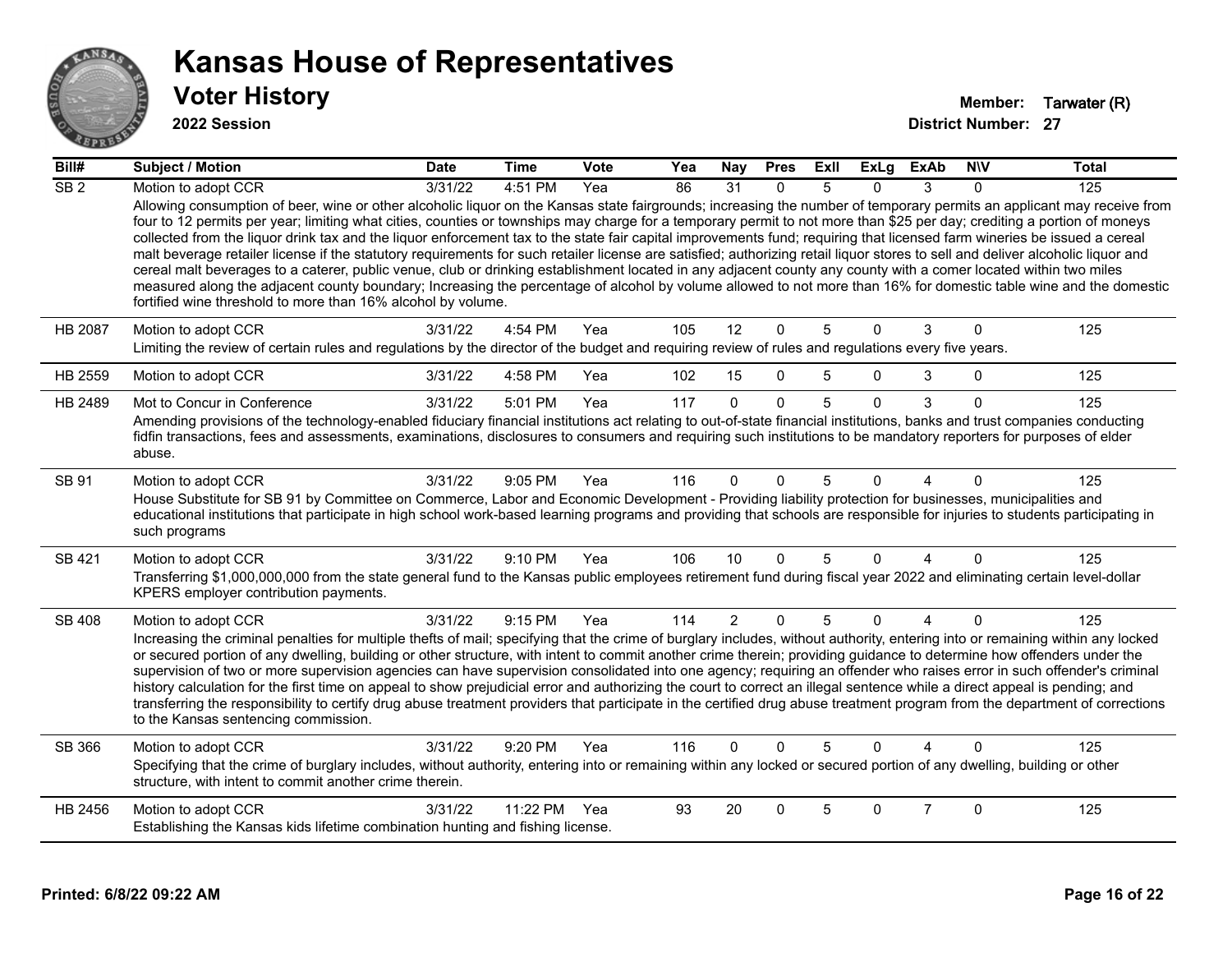# Kansas House of Representatives

## Voter History

**2022 Session**

**Member:** Tarwater (R)
**District Number:** 27

| Bill# | Subject / Motion | Date | Time | Vote | Yea | Nay | Pres | ExII | ExLg | ExAb | N\V | Total |
|---|---|---|---|---|---|---|---|---|---|---|---|---|
| SB 2 | Motion to adopt CCR | 3/31/22 | 4:51 PM | Yea | 86 | 31 | 0 | 5 | 0 | 3 | 0 | 125 |
| | Allowing consumption of beer, wine or other alcoholic liquor on the Kansas state fairgrounds; increasing the number of temporary permits an applicant may receive from four to 12 permits per year; limiting what cities, counties or townships may charge for a temporary permit to not more than $25 per day; crediting a portion of moneys collected from the liquor drink tax and the liquor enforcement tax to the state fair capital improvements fund; requiring that licensed farm wineries be issued a cereal malt beverage retailer license if the statutory requirements for such retailer license are satisfied; authorizing retail liquor stores to sell and deliver alcoholic liquor and cereal malt beverages to a caterer, public venue, club or drinking establishment located in any adjacent county any county with a comer located within two miles measured along the adjacent county boundary; Increasing the percentage of alcohol by volume allowed to not more than 16% for domestic table wine and the domestic fortified wine threshold to more than 16% alcohol by volume. | | | | | | | | | | | |
| HB 2087 | Motion to adopt CCR | 3/31/22 | 4:54 PM | Yea | 105 | 12 | 0 | 5 | 0 | 3 | 0 | 125 |
| | Limiting the review of certain rules and regulations by the director of the budget and requiring review of rules and regulations every five years. | | | | | | | | | | | |
| HB 2559 | Motion to adopt CCR | 3/31/22 | 4:58 PM | Yea | 102 | 15 | 0 | 5 | 0 | 3 | 0 | 125 |
| HB 2489 | Mot to Concur in Conference | 3/31/22 | 5:01 PM | Yea | 117 | 0 | 0 | 5 | 0 | 3 | 0 | 125 |
| | Amending provisions of the technology-enabled fiduciary financial institutions act relating to out-of-state financial institutions, banks and trust companies conducting fidfin transactions, fees and assessments, examinations, disclosures to consumers and requiring such institutions to be mandatory reporters for purposes of elder abuse. | | | | | | | | | | | |
| SB 91 | Motion to adopt CCR | 3/31/22 | 9:05 PM | Yea | 116 | 0 | 0 | 5 | 0 | 4 | 0 | 125 |
| | House Substitute for SB 91 by Committee on Commerce, Labor and Economic Development - Providing liability protection for businesses, municipalities and educational institutions that participate in high school work-based learning programs and providing that schools are responsible for injuries to students participating in such programs | | | | | | | | | | | |
| SB 421 | Motion to adopt CCR | 3/31/22 | 9:10 PM | Yea | 106 | 10 | 0 | 5 | 0 | 4 | 0 | 125 |
| | Transferring $1,000,000,000 from the state general fund to the Kansas public employees retirement fund during fiscal year 2022 and eliminating certain level-dollar KPERS employer contribution payments. | | | | | | | | | | | |
| SB 408 | Motion to adopt CCR | 3/31/22 | 9:15 PM | Yea | 114 | 2 | 0 | 5 | 0 | 4 | 0 | 125 |
| | Increasing the criminal penalties for multiple thefts of mail; specifying that the crime of burglary includes, without authority, entering into or remaining within any locked or secured portion of any dwelling, building or other structure, with intent to commit another crime therein; providing guidance to determine how offenders under the supervision of two or more supervision agencies can have supervision consolidated into one agency; requiring an offender who raises error in such offender's criminal history calculation for the first time on appeal to show prejudicial error and authorizing the court to correct an illegal sentence while a direct appeal is pending; and transferring the responsibility to certify drug abuse treatment providers that participate in the certified drug abuse treatment program from the department of corrections to the Kansas sentencing commission. | | | | | | | | | | | |
| SB 366 | Motion to adopt CCR | 3/31/22 | 9:20 PM | Yea | 116 | 0 | 0 | 5 | 0 | 4 | 0 | 125 |
| | Specifying that the crime of burglary includes, without authority, entering into or remaining within any locked or secured portion of any dwelling, building or other structure, with intent to commit another crime therein. | | | | | | | | | | | |
| HB 2456 | Motion to adopt CCR | 3/31/22 | 11:22 PM | Yea | 93 | 20 | 0 | 5 | 0 | 7 | 0 | 125 |
| | Establishing the Kansas kids lifetime combination hunting and fishing license. | | | | | | | | | | | |

**Printed: 6/8/22 09:22 AM**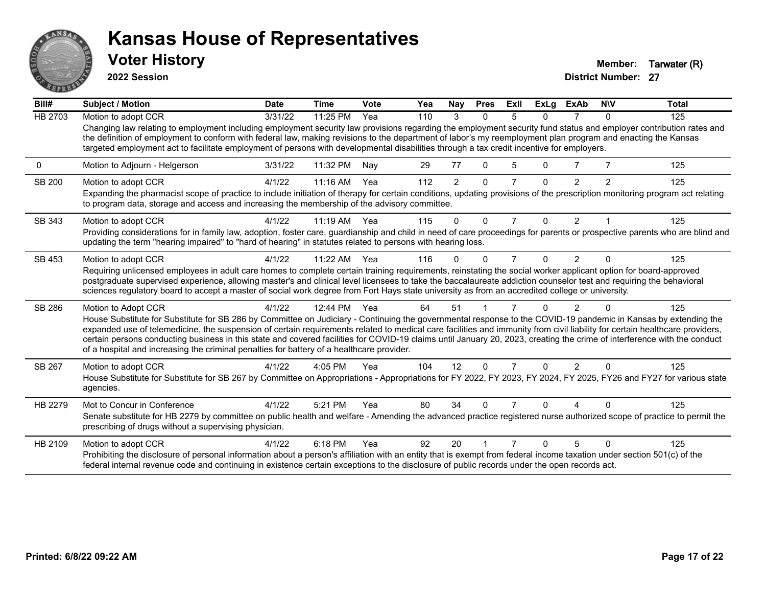# Kansas House of Representatives

## Voter History

**2022 Session**

**Member:** Tarwater (R)
**District Number:** 27

| Bill# | Subject / Motion | Date | Time | Vote | Yea | Nay | Pres | ExII | ExLg | ExAb | N\V | Total |
|---|---|---|---|---|---|---|---|---|---|---|---|---|
| HB 2703 | Motion to adopt CCR | 3/31/22 | 11:25 PM | Yea | 110 | 3 | 0 | 5 | 0 | 7 | 0 | 125 |
| | Changing law relating to employment including employment security law provisions regarding the employment security fund status and employer contribution rates and the definition of employment to conform with federal law, making revisions to the department of labor's my reemployment plan program and enacting the Kansas targeted employment act to facilitate employment of persons with developmental disabilities through a tax credit incentive for employers. | | | | | | | | | | | |
| 0 | Motion to Adjourn - Helgerson | 3/31/22 | 11:32 PM | Nay | 29 | 77 | 0 | 5 | 0 | 7 | 7 | 125 |
| SB 200 | Motion to adopt CCR | 4/1/22 | 11:16 AM | Yea | 112 | 2 | 0 | 7 | 0 | 2 | 2 | 125 |
| | Expanding the pharmacist scope of practice to include initiation of therapy for certain conditions, updating provisions of the prescription monitoring program act relating to program data, storage and access and increasing the membership of the advisory committee. | | | | | | | | | | | |
| SB 343 | Motion to adopt CCR | 4/1/22 | 11:19 AM | Yea | 115 | 0 | 0 | 7 | 0 | 2 | 1 | 125 |
| | Providing considerations for in family law, adoption, foster care, guardianship and child in need of care proceedings for parents or prospective parents who are blind and updating the term "hearing impaired" to "hard of hearing" in statutes related to persons with hearing loss. | | | | | | | | | | | |
| SB 453 | Motion to adopt CCR | 4/1/22 | 11:22 AM | Yea | 116 | 0 | 0 | 7 | 0 | 2 | 0 | 125 |
| | Requiring unlicensed employees in adult care homes to complete certain training requirements, reinstating the social worker applicant option for board-approved postgraduate supervised experience, allowing master's and clinical level licensees to take the baccalaureate addiction counselor test and requiring the behavioral sciences regulatory board to accept a master of social work degree from Fort Hays state university as from an accredited college or university. | | | | | | | | | | | |
| SB 286 | Motion to Adopt CCR | 4/1/22 | 12:44 PM | Yea | 64 | 51 | 1 | 7 | 0 | 2 | 0 | 125 |
| | House Substitute for Substitute for SB 286 by Committee on Judiciary - Continuing the governmental response to the COVID-19 pandemic in Kansas by extending the expanded use of telemedicine, the suspension of certain requirements related to medical care facilities and immunity from civil liability for certain healthcare providers, certain persons conducting business in this state and covered facilities for COVID-19 claims until January 20, 2023, creating the crime of interference with the conduct of a hospital and increasing the criminal penalties for battery of a healthcare provider. | | | | | | | | | | | |
| SB 267 | Motion to adopt CCR | 4/1/22 | 4:05 PM | Yea | 104 | 12 | 0 | 7 | 0 | 2 | 0 | 125 |
| | House Substitute for Substitute for SB 267 by Committee on Appropriations - Appropriations for FY 2022, FY 2023, FY 2024, FY 2025, FY26 and FY27 for various state agencies. | | | | | | | | | | | |
| HB 2279 | Mot to Concur in Conference | 4/1/22 | 5:21 PM | Yea | 80 | 34 | 0 | 7 | 0 | 4 | 0 | 125 |
| | Senate substitute for HB 2279 by committee on public health and welfare - Amending the advanced practice registered nurse authorized scope of practice to permit the prescribing of drugs without a supervising physician. | | | | | | | | | | | |
| HB 2109 | Motion to adopt CCR | 4/1/22 | 6:18 PM | Yea | 92 | 20 | 1 | 7 | 0 | 5 | 0 | 125 |
| | Prohibiting the disclosure of personal information about a person's affiliation with an entity that is exempt from federal income taxation under section 501(c) of the federal internal revenue code and continuing in existence certain exceptions to the disclosure of public records under the open records act. | | | | | | | | | | | |

**Printed: 6/8/22 09:22 AM**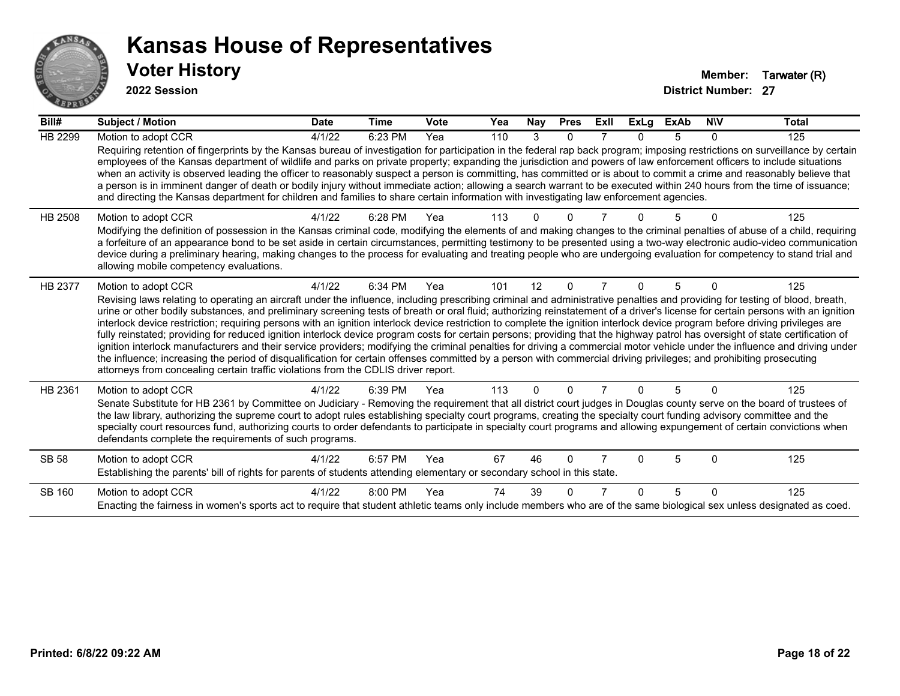# Kansas House of Representatives

## Voter History

**2022 Session**

**Member:** Tarwater (R)
**District Number:** 27

| Bill# | Subject / Motion | Date | Time | Vote | Yea | Nay | Pres | ExII | ExLg | ExAb | N\V | Total |
|---|---|---|---|---|---|---|---|---|---|---|---|---|
| HB 2299 | Motion to adopt CCR | 4/1/22 | 6:23 PM | Yea | 110 | 3 | 0 | 7 | 0 | 5 | 0 | 125 |
| | Requiring retention of fingerprints by the Kansas bureau of investigation for participation in the federal rap back program; imposing restrictions on surveillance by certain employees of the Kansas department of wildlife and parks on private property; expanding the jurisdiction and powers of law enforcement officers to include situations when an activity is observed leading the officer to reasonably suspect a person is committing, has committed or is about to commit a crime and reasonably believe that a person is in imminent danger of death or bodily injury without immediate action; allowing a search warrant to be executed within 240 hours from the time of issuance; and directing the Kansas department for children and families to share certain information with investigating law enforcement agencies. | | | | | | | | | | | |
| HB 2508 | Motion to adopt CCR | 4/1/22 | 6:28 PM | Yea | 113 | 0 | 0 | 7 | 0 | 5 | 0 | 125 |
| | Modifying the definition of possession in the Kansas criminal code, modifying the elements of and making changes to the criminal penalties of abuse of a child, requiring a forfeiture of an appearance bond to be set aside in certain circumstances, permitting testimony to be presented using a two-way electronic audio-video communication device during a preliminary hearing, making changes to the process for evaluating and treating people who are undergoing evaluation for competency to stand trial and allowing mobile competency evaluations. | | | | | | | | | | | |
| HB 2377 | Motion to adopt CCR | 4/1/22 | 6:34 PM | Yea | 101 | 12 | 0 | 7 | 0 | 5 | 0 | 125 |
| | Revising laws relating to operating an aircraft under the influence, including prescribing criminal and administrative penalties and providing for testing of blood, breath, urine or other bodily substances, and preliminary screening tests of breath or oral fluid; authorizing reinstatement of a driver's license for certain persons with an ignition interlock device restriction; requiring persons with an ignition interlock device restriction to complete the ignition interlock device program before driving privileges are fully reinstated; providing for reduced ignition interlock device program costs for certain persons; providing that the highway patrol has oversight of state certification of ignition interlock manufacturers and their service providers; modifying the criminal penalties for driving a commercial motor vehicle under the influence and driving under the influence; increasing the period of disqualification for certain offenses committed by a person with commercial driving privileges; and prohibiting prosecuting attorneys from concealing certain traffic violations from the CDLIS driver report. | | | | | | | | | | | |
| HB 2361 | Motion to adopt CCR | 4/1/22 | 6:39 PM | Yea | 113 | 0 | 0 | 7 | 0 | 5 | 0 | 125 |
| | Senate Substitute for HB 2361 by Committee on Judiciary - Removing the requirement that all district court judges in Douglas county serve on the board of trustees of the law library, authorizing the supreme court to adopt rules establishing specialty court programs, creating the specialty court funding advisory committee and the specialty court resources fund, authorizing courts to order defendants to participate in specialty court programs and allowing expungement of certain convictions when defendants complete the requirements of such programs. | | | | | | | | | | | |
| SB 58 | Motion to adopt CCR | 4/1/22 | 6:57 PM | Yea | 67 | 46 | 0 | 7 | 0 | 5 | 0 | 125 |
| | Establishing the parents' bill of rights for parents of students attending elementary or secondary school in this state. | | | | | | | | | | | |
| SB 160 | Motion to adopt CCR | 4/1/22 | 8:00 PM | Yea | 74 | 39 | 0 | 7 | 0 | 5 | 0 | 125 |
| | Enacting the fairness in women's sports act to require that student athletic teams only include members who are of the same biological sex unless designated as coed. | | | | | | | | | | | |

**Printed: 6/8/22 09:22 AM**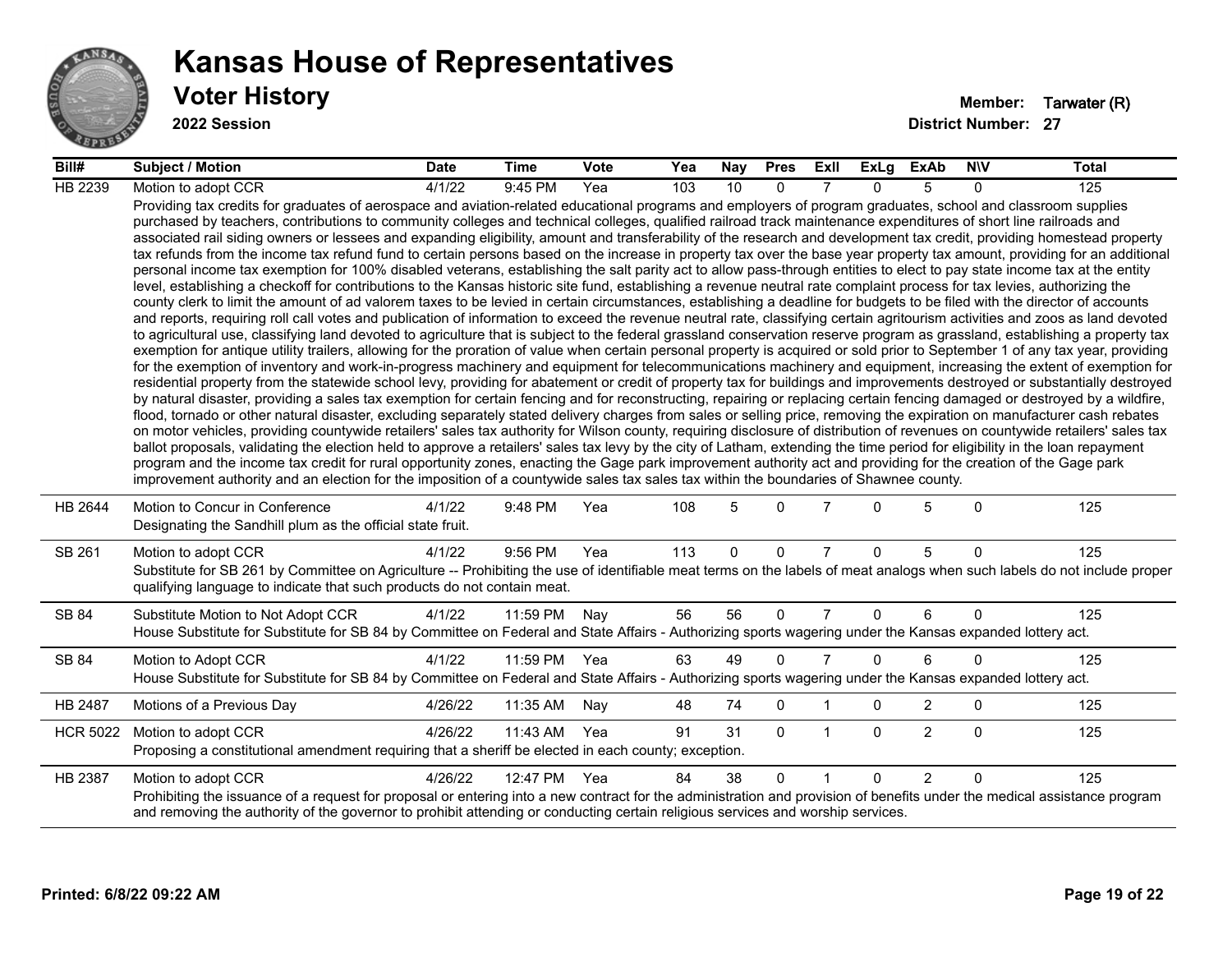# Kansas House of Representatives

## Voter History

**2022 Session**

**Member:** Tarwater (R)

**District Number:** 27

| Bill# | Subject / Motion | Date | Time | Vote | Yea | Nay | Pres | ExII | ExLg | ExAb | N\V | Total |
|---|---|---|---|---|---|---|---|---|---|---|---|---|
| HB 2239 | Motion to adopt CCR | 4/1/22 | 9:45 PM | Yea | 103 | 10 | 0 | 7 | 0 | 5 | 0 | 125 |
| | Providing tax credits for graduates of aerospace and aviation-related educational programs and employers of program graduates, school and classroom supplies purchased by teachers, contributions to community colleges and technical colleges, qualified railroad track maintenance expenditures of short line railroads and associated rail siding owners or lessees and expanding eligibility, amount and transferability of the research and development tax credit, providing homestead property tax refunds from the income tax refund fund to certain persons based on the increase in property tax over the base year property tax amount, providing for an additional personal income tax exemption for 100% disabled veterans, establishing the salt parity act to allow pass-through entities to elect to pay state income tax at the entity level, establishing a checkoff for contributions to the Kansas historic site fund, establishing a revenue neutral rate complaint process for tax levies, authorizing the county clerk to limit the amount of ad valorem taxes to be levied in certain circumstances, establishing a deadline for budgets to be filed with the director of accounts and reports, requiring roll call votes and publication of information to exceed the revenue neutral rate, classifying certain agritourism activities and zoos as land devoted to agricultural use, classifying land devoted to agriculture that is subject to the federal grassland conservation reserve program as grassland, establishing a property tax exemption for antique utility trailers, allowing for the proration of value when certain personal property is acquired or sold prior to September 1 of any tax year, providing for the exemption of inventory and work-in-progress machinery and equipment for telecommunications machinery and equipment, increasing the extent of exemption for residential property from the statewide school levy, providing for abatement or credit of property tax for buildings and improvements destroyed or substantially destroyed by natural disaster, providing a sales tax exemption for certain fencing and for reconstructing, repairing or replacing certain fencing damaged or destroyed by a wildfire, flood, tornado or other natural disaster, excluding separately stated delivery charges from sales or selling price, removing the expiration on manufacturer cash rebates on motor vehicles, providing countywide retailers' sales tax authority for Wilson county, requiring disclosure of distribution of revenues on countywide retailers' sales tax ballot proposals, validating the election held to approve a retailers' sales tax levy by the city of Latham, extending the time period for eligibility in the loan repayment program and the income tax credit for rural opportunity zones, enacting the Gage park improvement authority act and providing for the creation of the Gage park improvement authority and an election for the imposition of a countywide sales tax sales tax within the boundaries of Shawnee county. | | | | | | | | | | | |
| HB 2644 | Motion to Concur in Conference | 4/1/22 | 9:48 PM | Yea | 108 | 5 | 0 | 7 | 0 | 5 | 0 | 125 |
| | Designating the Sandhill plum as the official state fruit. | | | | | | | | | | | |
| SB 261 | Motion to adopt CCR | 4/1/22 | 9:56 PM | Yea | 113 | 0 | 0 | 7 | 0 | 5 | 0 | 125 |
| | Substitute for SB 261 by Committee on Agriculture -- Prohibiting the use of identifiable meat terms on the labels of meat analogs when such labels do not include proper qualifying language to indicate that such products do not contain meat. | | | | | | | | | | | |
| SB 84 | Substitute Motion to Not Adopt CCR | 4/1/22 | 11:59 PM | Nay | 56 | 56 | 0 | 7 | 0 | 6 | 0 | 125 |
| | House Substitute for Substitute for SB 84 by Committee on Federal and State Affairs - Authorizing sports wagering under the Kansas expanded lottery act. | | | | | | | | | | | |
| SB 84 | Motion to Adopt CCR | 4/1/22 | 11:59 PM | Yea | 63 | 49 | 0 | 7 | 0 | 6 | 0 | 125 |
| | House Substitute for Substitute for SB 84 by Committee on Federal and State Affairs - Authorizing sports wagering under the Kansas expanded lottery act. | | | | | | | | | | | |
| HB 2487 | Motions of a Previous Day | 4/26/22 | 11:35 AM | Nay | 48 | 74 | 0 | 1 | 0 | 2 | 0 | 125 |
| HCR 5022 | Motion to adopt CCR | 4/26/22 | 11:43 AM | Yea | 91 | 31 | 0 | 1 | 0 | 2 | 0 | 125 |
| | Proposing a constitutional amendment requiring that a sheriff be elected in each county; exception. | | | | | | | | | | | |
| HB 2387 | Motion to adopt CCR | 4/26/22 | 12:47 PM | Yea | 84 | 38 | 0 | 1 | 0 | 2 | 0 | 125 |
| | Prohibiting the issuance of a request for proposal or entering into a new contract for the administration and provision of benefits under the medical assistance program and removing the authority of the governor to prohibit attending or conducting certain religious services and worship services. | | | | | | | | | | | |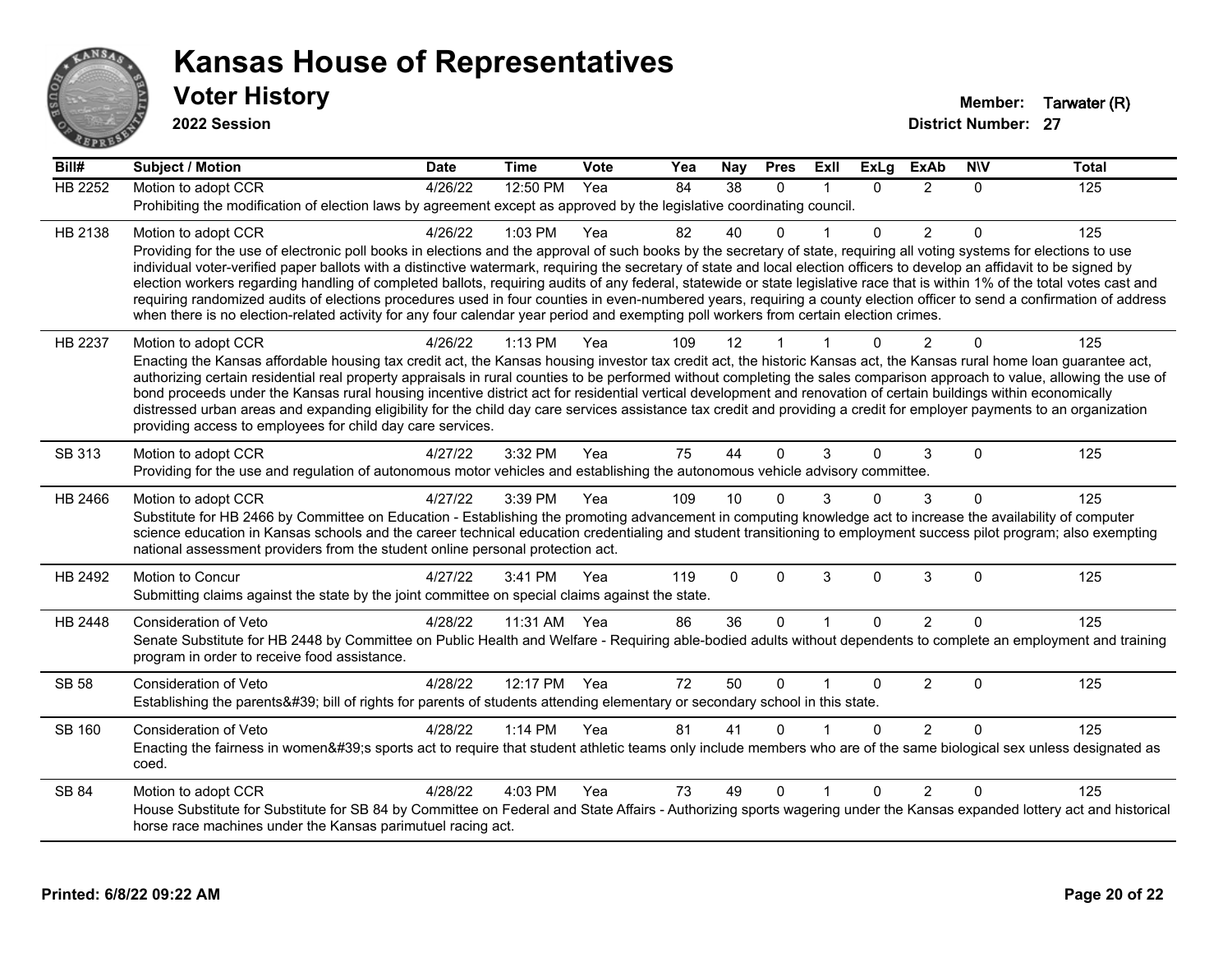# Kansas House of Representatives

## Voter History

**2022 Session**

**Member:** Tarwater (R)
**District Number:** 27

| Bill# | Subject / Motion | Date | Time | Vote | Yea | Nay | Pres | ExII | ExLg | ExAb | N\V | Total |
|---|---|---|---|---|---|---|---|---|---|---|---|---|
| HB 2252 | Motion to adopt CCR | 4/26/22 | 12:50 PM | Yea | 84 | 38 | 0 | 1 | 0 | 2 | 0 | 125 |
| | Prohibiting the modification of election laws by agreement except as approved by the legislative coordinating council. | | | | | | | | | | | |
| HB 2138 | Motion to adopt CCR | 4/26/22 | 1:03 PM | Yea | 82 | 40 | 0 | 1 | 0 | 2 | 0 | 125 |
| | Providing for the use of electronic poll books in elections and the approval of such books by the secretary of state, requiring all voting systems for elections to use individual voter-verified paper ballots with a distinctive watermark, requiring the secretary of state and local election officers to develop an affidavit to be signed by election workers regarding handling of completed ballots, requiring audits of any federal, statewide or state legislative race that is within 1% of the total votes cast and requiring randomized audits of elections procedures used in four counties in even-numbered years, requiring a county election officer to send a confirmation of address when there is no election-related activity for any four calendar year period and exempting poll workers from certain election crimes. | | | | | | | | | | | |
| HB 2237 | Motion to adopt CCR | 4/26/22 | 1:13 PM | Yea | 109 | 12 | 1 | 1 | 0 | 2 | 0 | 125 |
| | Enacting the Kansas affordable housing tax credit act, the Kansas housing investor tax credit act, the historic Kansas act, the Kansas rural home loan guarantee act, authorizing certain residential real property appraisals in rural counties to be performed without completing the sales comparison approach to value, allowing the use of bond proceeds under the Kansas rural housing incentive district act for residential vertical development and renovation of certain buildings within economically distressed urban areas and expanding eligibility for the child day care services assistance tax credit and providing a credit for employer payments to an organization providing access to employees for child day care services. | | | | | | | | | | | |
| SB 313 | Motion to adopt CCR | 4/27/22 | 3:32 PM | Yea | 75 | 44 | 0 | 3 | 0 | 3 | 0 | 125 |
| | Providing for the use and regulation of autonomous motor vehicles and establishing the autonomous vehicle advisory committee. | | | | | | | | | | | |
| HB 2466 | Motion to adopt CCR | 4/27/22 | 3:39 PM | Yea | 109 | 10 | 0 | 3 | 0 | 3 | 0 | 125 |
| | Substitute for HB 2466 by Committee on Education - Establishing the promoting advancement in computing knowledge act to increase the availability of computer science education in Kansas schools and the career technical education credentialing and student transitioning to employment success pilot program; also exempting national assessment providers from the student online personal protection act. | | | | | | | | | | | |
| HB 2492 | Motion to Concur | 4/27/22 | 3:41 PM | Yea | 119 | 0 | 0 | 3 | 0 | 3 | 0 | 125 |
| | Submitting claims against the state by the joint committee on special claims against the state. | | | | | | | | | | | |
| HB 2448 | Consideration of Veto | 4/28/22 | 11:31 AM | Yea | 86 | 36 | 0 | 1 | 0 | 2 | 0 | 125 |
| | Senate Substitute for HB 2448 by Committee on Public Health and Welfare - Requiring able-bodied adults without dependents to complete an employment and training program in order to receive food assistance. | | | | | | | | | | | |
| SB 58 | Consideration of Veto | 4/28/22 | 12:17 PM | Yea | 72 | 50 | 0 | 1 | 0 | 2 | 0 | 125 |
| | Establishing the parents&#39; bill of rights for parents of students attending elementary or secondary school in this state. | | | | | | | | | | | |
| SB 160 | Consideration of Veto | 4/28/22 | 1:14 PM | Yea | 81 | 41 | 0 | 1 | 0 | 2 | 0 | 125 |
| | Enacting the fairness in women&#39;s sports act to require that student athletic teams only include members who are of the same biological sex unless designated as coed. | | | | | | | | | | | |
| SB 84 | Motion to adopt CCR | 4/28/22 | 4:03 PM | Yea | 73 | 49 | 0 | 1 | 0 | 2 | 0 | 125 |
| | House Substitute for Substitute for SB 84 by Committee on Federal and State Affairs - Authorizing sports wagering under the Kansas expanded lottery act and historical horse race machines under the Kansas parimutuel racing act. | | | | | | | | | | | |

**Printed: 6/8/22 09:22 AM**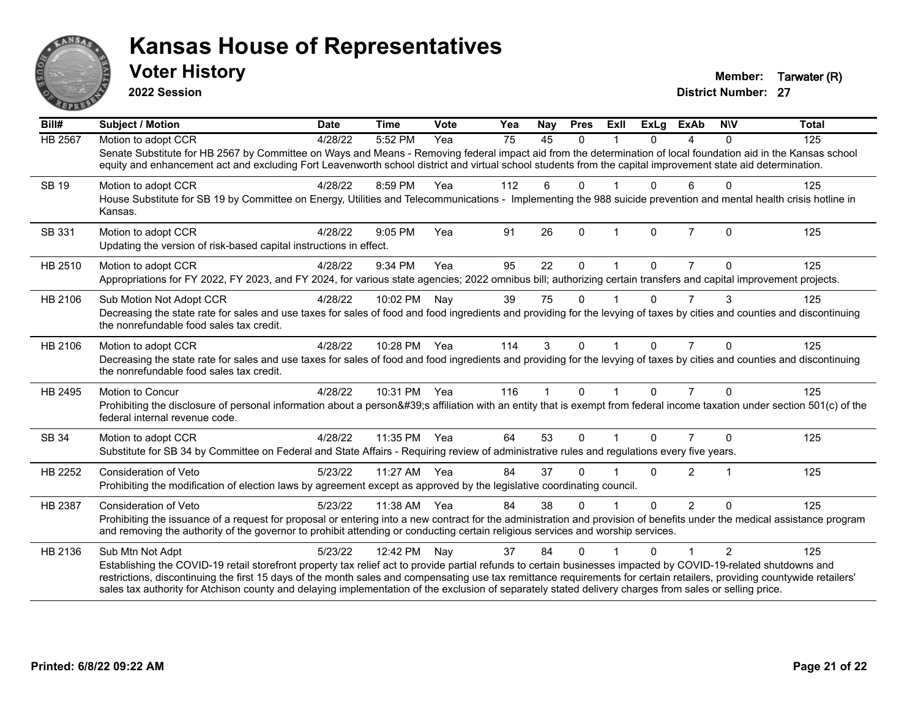# Kansas House of Representatives

## Voter History

**2022 Session**

**Member:** Tarwater (R)
**District Number:** 27

| Bill# | Subject / Motion | Date | Time | Vote | Yea | Nay | Pres | ExII | ExLg | ExAb | N\V | Total |
|---|---|---|---|---|---|---|---|---|---|---|---|---|
| HB 2567 | Motion to adopt CCR | 4/28/22 | 5:52 PM | Yea | 75 | 45 | 0 | 1 | 0 | 4 | 0 | 125 |
| | Senate Substitute for HB 2567 by Committee on Ways and Means - Removing federal impact aid from the determination of local foundation aid in the Kansas school equity and enhancement act and excluding Fort Leavenworth school district and virtual school students from the capital improvement state aid determination. | | | | | | | | | | | |
| SB 19 | Motion to adopt CCR | 4/28/22 | 8:59 PM | Yea | 112 | 6 | 0 | 1 | 0 | 6 | 0 | 125 |
| | House Substitute for SB 19 by Committee on Energy, Utilities and Telecommunications - Implementing the 988 suicide prevention and mental health crisis hotline in Kansas. | | | | | | | | | | | |
| SB 331 | Motion to adopt CCR | 4/28/22 | 9:05 PM | Yea | 91 | 26 | 0 | 1 | 0 | 7 | 0 | 125 |
| | Updating the version of risk-based capital instructions in effect. | | | | | | | | | | | |
| HB 2510 | Motion to adopt CCR | 4/28/22 | 9:34 PM | Yea | 95 | 22 | 0 | 1 | 0 | 7 | 0 | 125 |
| | Appropriations for FY 2022, FY 2023, and FY 2024, for various state agencies; 2022 omnibus bill; authorizing certain transfers and capital improvement projects. | | | | | | | | | | | |
| HB 2106 | Sub Motion Not Adopt CCR | 4/28/22 | 10:02 PM | Nay | 39 | 75 | 0 | 1 | 0 | 7 | 3 | 125 |
| | Decreasing the state rate for sales and use taxes for sales of food and food ingredients and providing for the levying of taxes by cities and counties and discontinuing the nonrefundable food sales tax credit. | | | | | | | | | | | |
| HB 2106 | Motion to adopt CCR | 4/28/22 | 10:28 PM | Yea | 114 | 3 | 0 | 1 | 0 | 7 | 0 | 125 |
| | Decreasing the state rate for sales and use taxes for sales of food and food ingredients and providing for the levying of taxes by cities and counties and discontinuing the nonrefundable food sales tax credit. | | | | | | | | | | | |
| HB 2495 | Motion to Concur | 4/28/22 | 10:31 PM | Yea | 116 | 1 | 0 | 1 | 0 | 7 | 0 | 125 |
| | Prohibiting the disclosure of personal information about a person&#39;s affiliation with an entity that is exempt from federal income taxation under section 501(c) of the federal internal revenue code. | | | | | | | | | | | |
| SB 34 | Motion to adopt CCR | 4/28/22 | 11:35 PM | Yea | 64 | 53 | 0 | 1 | 0 | 7 | 0 | 125 |
| | Substitute for SB 34 by Committee on Federal and State Affairs - Requiring review of administrative rules and regulations every five years. | | | | | | | | | | | |
| HB 2252 | Consideration of Veto | 5/23/22 | 11:27 AM | Yea | 84 | 37 | 0 | 1 | 0 | 2 | 1 | 125 |
| | Prohibiting the modification of election laws by agreement except as approved by the legislative coordinating council. | | | | | | | | | | | |
| HB 2387 | Consideration of Veto | 5/23/22 | 11:38 AM | Yea | 84 | 38 | 0 | 1 | 0 | 2 | 0 | 125 |
| | Prohibiting the issuance of a request for proposal or entering into a new contract for the administration and provision of benefits under the medical assistance program and removing the authority of the governor to prohibit attending or conducting certain religious services and worship services. | | | | | | | | | | | |
| HB 2136 | Sub Mtn Not Adpt | 5/23/22 | 12:42 PM | Nay | 37 | 84 | 0 | 1 | 0 | 1 | 2 | 125 |
| | Establishing the COVID-19 retail storefront property tax relief act to provide partial refunds to certain businesses impacted by COVID-19-related shutdowns and restrictions, discontinuing the first 15 days of the month sales and compensating use tax remittance requirements for certain retailers, providing countywide retailers' sales tax authority for Atchison county and delaying implementation of the exclusion of separately stated delivery charges from sales or selling price. | | | | | | | | | | | |

**Printed: 6/8/22 09:22 AM**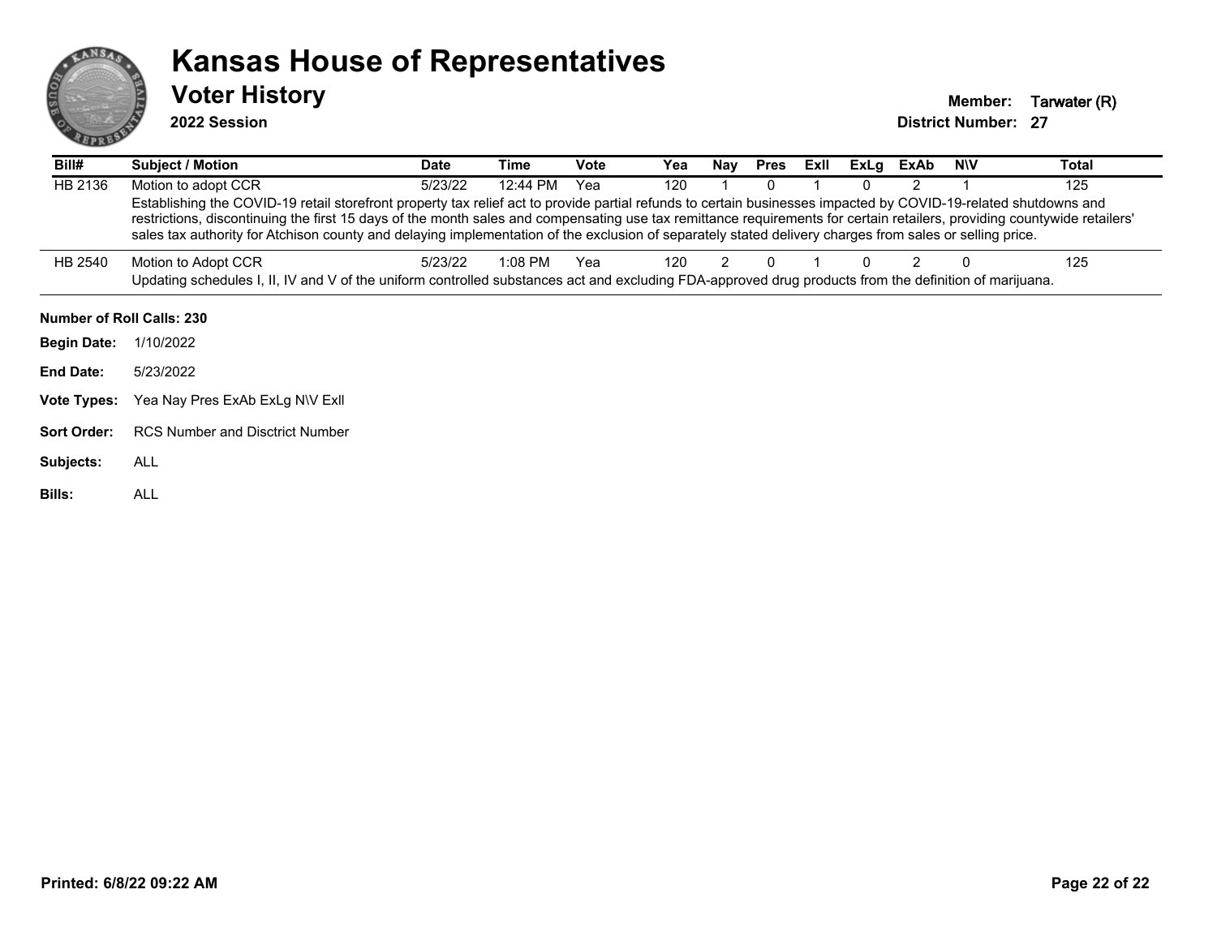# Kansas House of Representatives

## Voter History

**2022 Session**

**Member:** Tarwater (R)
**District Number:** 27

| Bill# | Subject / Motion | Date | Time | Vote | Yea | Nay | Pres | ExII | ExLg | ExAb | N\V | Total |
|---|---|---|---|---|---|---|---|---|---|---|---|---|
| HB 2136 | Motion to adopt CCR | 5/23/22 | 12:44 PM | Yea | 120 | 1 | 0 | 1 | 0 | 2 | 1 | 125 |
| | Establishing the COVID-19 retail storefront property tax relief act to provide partial refunds to certain businesses impacted by COVID-19-related shutdowns and restrictions, discontinuing the first 15 days of the month sales and compensating use tax remittance requirements for certain retailers, providing countywide retailers' sales tax authority for Atchison county and delaying implementation of the exclusion of separately stated delivery charges from sales or selling price. | | | | | | | | | | | |
| HB 2540 | Motion to Adopt CCR | 5/23/22 | 1:08 PM | Yea | 120 | 2 | 0 | 1 | 0 | 2 | 0 | 125 |
| | Updating schedules I, II, IV and V of the uniform controlled substances act and excluding FDA-approved drug products from the definition of marijuana. | | | | | | | | | | | |

**Number of Roll Calls: 230**

**Begin Date:** 1/10/2022

**End Date:** 5/23/2022

**Vote Types:** Yea Nay Pres ExAb ExLg N\V ExII

**Sort Order:** RCS Number and Disctrict Number

**Subjects:** ALL

**Bills:** ALL

**Printed: 6/8/22 09:22 AM**